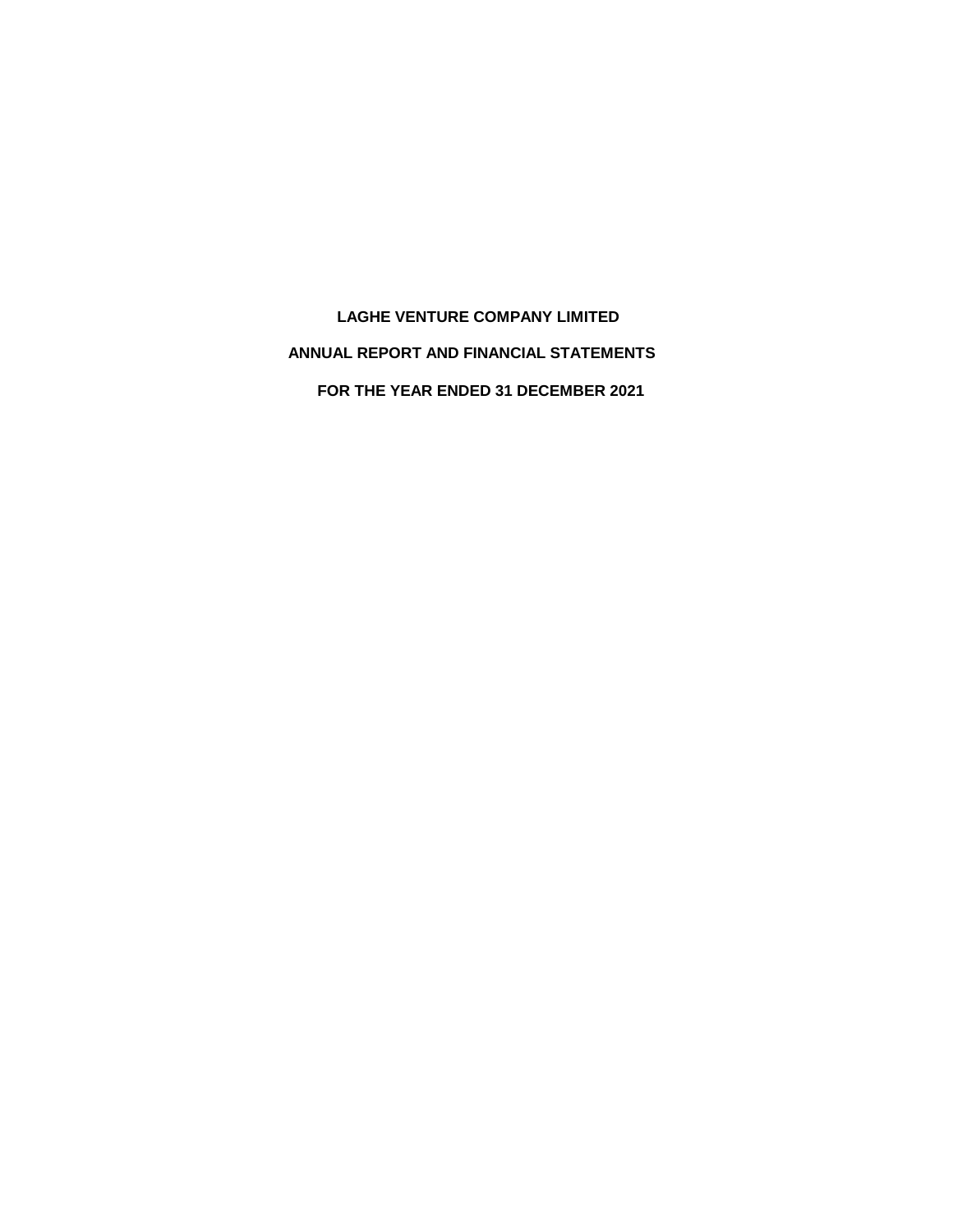# LAGHE VENTURE COMPANY LIMITED

## ANNUAL REPORT AND FINANCIAL STATEMENTS

## FOR THE YEAR ENDED 31 DECEMBER 2021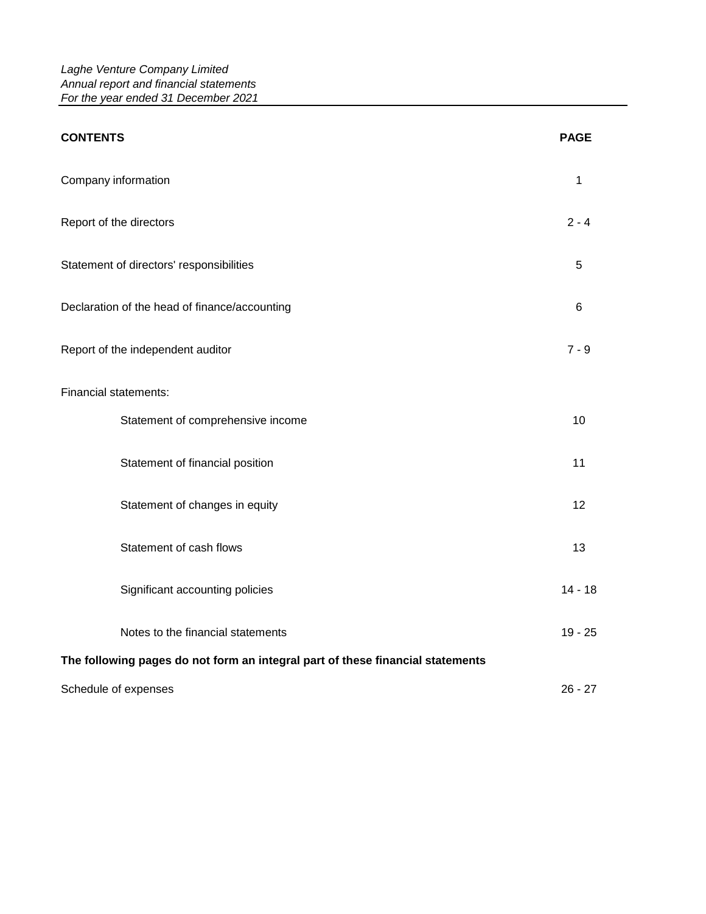*Laghe Venture Company Limited*
*Annual report and financial statements*
*For the year ended 31 December 2021*

| **CONTENTS** | **PAGE** |
|---|---|
| Company information | 1 |
| Report of the directors | 2 - 4 |
| Statement of directors' responsibilities | 5 |
| Declaration of the head of finance/accounting | 6 |
| Report of the independent auditor | 7 - 9 |
| Financial statements: | |
| Statement of comprehensive income | 10 |
| Statement of financial position | 11 |
| Statement of changes in equity | 12 |
| Statement of cash flows | 13 |
| Significant accounting policies | 14 - 18 |
| Notes to the financial statements | 19 - 25 |
| **The following pages do not form an integral part of these financial statements** | |
| Schedule of expenses | 26 - 27 |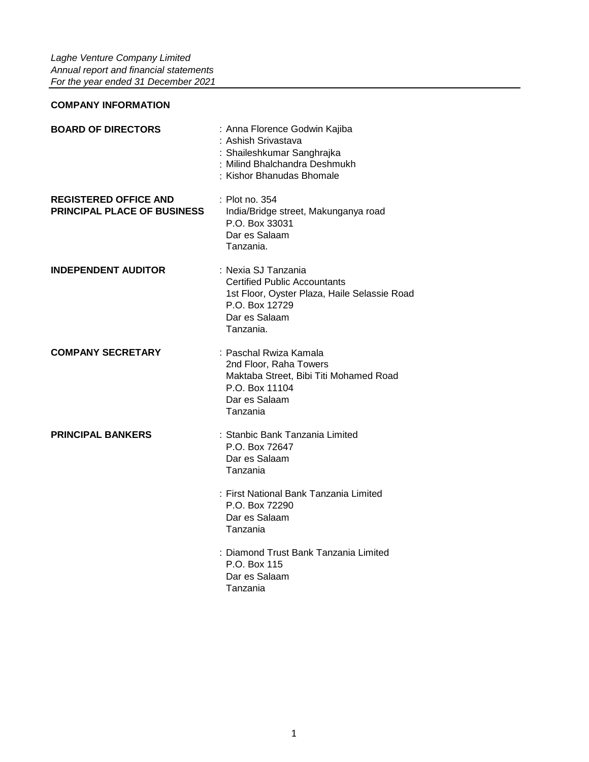## COMPANY INFORMATION

| | |
|---|---|
| **BOARD OF DIRECTORS** | : Anna Florence Godwin Kajiba<br>: Ashish Srivastava<br>: Shaileshkumar Sanghrajka<br>: Milind Bhalchandra Deshmukh<br>: Kishor Bhanudas Bhomale |
| **REGISTERED OFFICE AND PRINCIPAL PLACE OF BUSINESS** | : Plot no. 354<br>India/Bridge street, Makunganya road<br>P.O. Box 33031<br>Dar es Salaam<br>Tanzania. |
| **INDEPENDENT AUDITOR** | : Nexia SJ Tanzania<br>Certified Public Accountants<br>1st Floor, Oyster Plaza, Haile Selassie Road<br>P.O. Box 12729<br>Dar es Salaam<br>Tanzania. |
| **COMPANY SECRETARY** | : Paschal Rwiza Kamala<br>2nd Floor, Raha Towers<br>Maktaba Street, Bibi Titi Mohamed Road<br>P.O. Box 11104<br>Dar es Salaam<br>Tanzania |
| **PRINCIPAL BANKERS** | : Stanbic Bank Tanzania Limited<br>P.O. Box 72647<br>Dar es Salaam<br>Tanzania<br><br>: First National Bank Tanzania Limited<br>P.O. Box 72290<br>Dar es Salaam<br>Tanzania<br><br>: Diamond Trust Bank Tanzania Limited<br>P.O. Box 115<br>Dar es Salaam<br>Tanzania |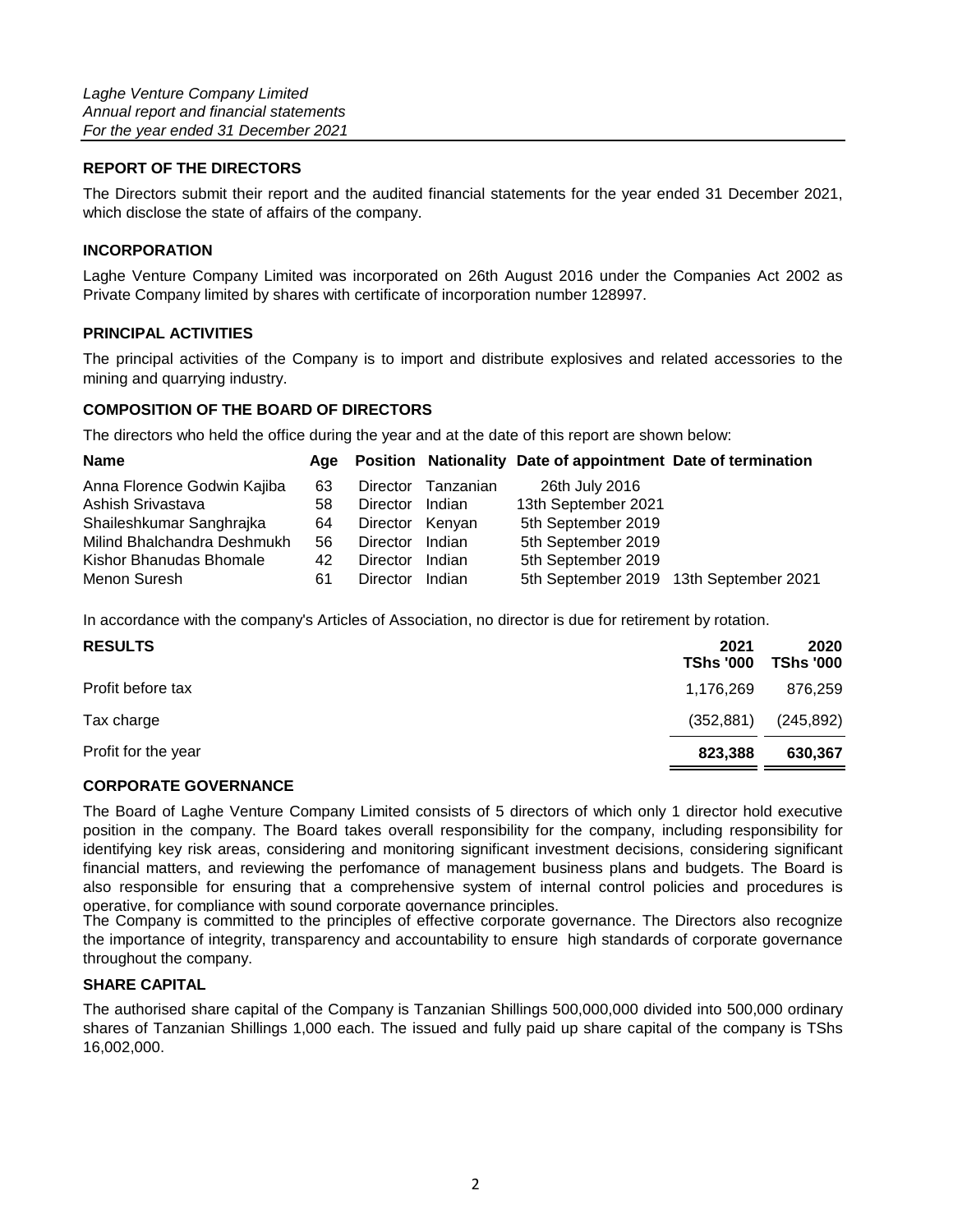*Laghe Venture Company Limited*
*Annual report and financial statements*
*For the year ended 31 December 2021*

## REPORT OF THE DIRECTORS

The Directors submit their report and the audited financial statements for the year ended 31 December 2021, which disclose the state of affairs of the company.

### INCORPORATION

Laghe Venture Company Limited was incorporated on 26th August 2016 under the Companies Act 2002 as Private Company limited by shares with certificate of incorporation number 128997.

### PRINCIPAL ACTIVITIES

The principal activities of the Company is to import and distribute explosives and related accessories to the mining and quarrying industry.

### COMPOSITION OF THE BOARD OF DIRECTORS

The directors who held the office during the year and at the date of this report are shown below:

| Name | Age | Position | Nationality | Date of appointment | Date of termination |
|---|---|---|---|---|---|
| Anna Florence Godwin Kajiba | 63 | Director | Tanzanian | 26th July 2016 | |
| Ashish Srivastava | 58 | Director | Indian | 13th September 2021 | |
| Shaileshkumar Sanghrajka | 64 | Director | Kenyan | 5th September 2019 | |
| Milind Bhalchandra Deshmukh | 56 | Director | Indian | 5th September 2019 | |
| Kishor Bhanudas Bhomale | 42 | Director | Indian | 5th September 2019 | |
| Menon Suresh | 61 | Director | Indian | 5th September 2019 | 13th September 2021 |

In accordance with the company's Articles of Association, no director is due for retirement by rotation.

| **RESULTS** | **2021 TShs '000** | **2020 TShs '000** |
|---|---|---|
| Profit before tax | 1,176,269 | 876,259 |
| Tax charge | (352,881) | (245,892) |
| Profit for the year | **823,388** | **630,367** |

### CORPORATE GOVERNANCE

The Board of Laghe Venture Company Limited consists of 5 directors of which only 1 director hold executive position in the company. The Board takes overall responsibility for the company, including responsibility for identifying key risk areas, considering and monitoring significant investment decisions, considering significant financial matters, and reviewing the perfomance of management business plans and budgets. The Board is also responsible for ensuring that a comprehensive system of internal control policies and procedures is operative, for compliance with sound corporate governance principles.

The Company is committed to the principles of effective corporate governance. The Directors also recognize the importance of integrity, transparency and accountability to ensure high standards of corporate governance throughout the company.

### SHARE CAPITAL

The authorised share capital of the Company is Tanzanian Shillings 500,000,000 divided into 500,000 ordinary shares of Tanzanian Shillings 1,000 each. The issued and fully paid up share capital of the company is TShs 16,002,000.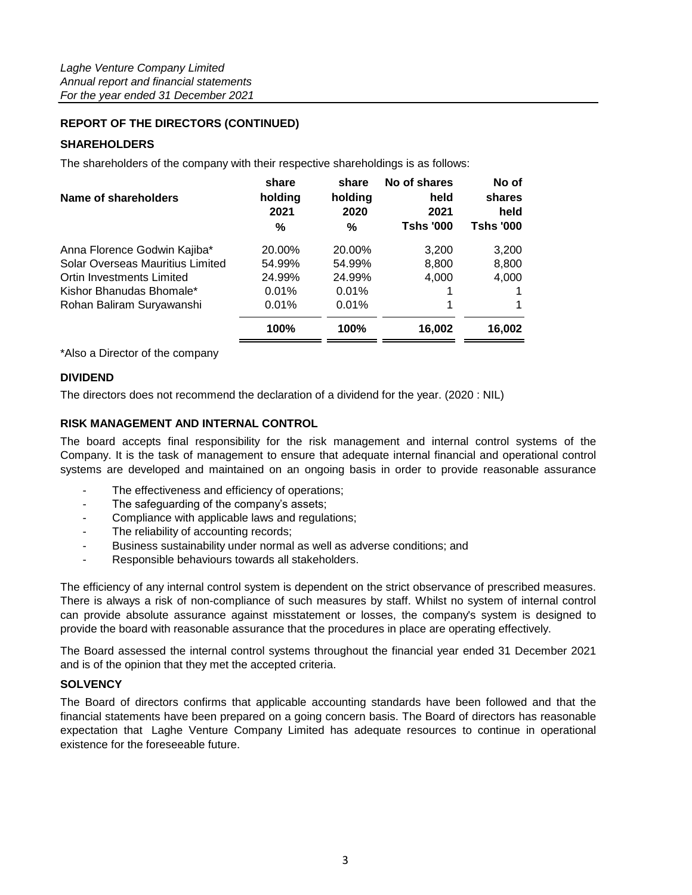## REPORT OF THE DIRECTORS (CONTINUED)

### SHAREHOLDERS

The shareholders of the company with their respective shareholdings is as follows:

| Name of shareholders | share holding 2021 % | share holding 2020 % | No of shares held 2021 Tshs '000 | No of shares held Tshs '000 |
|---|---|---|---|---|
| Anna Florence Godwin Kajiba* | 20.00% | 20.00% | 3,200 | 3,200 |
| Solar Overseas Mauritius Limited | 54.99% | 54.99% | 8,800 | 8,800 |
| Ortin Investments Limited | 24.99% | 24.99% | 4,000 | 4,000 |
| Kishor Bhanudas Bhomale* | 0.01% | 0.01% | 1 | 1 |
| Rohan Baliram Suryawanshi | 0.01% | 0.01% | 1 | 1 |
| | **100%** | **100%** | **16,002** | **16,002** |

*Also a Director of the company

### DIVIDEND

The directors does not recommend the declaration of a dividend for the year. (2020 : NIL)

### RISK MANAGEMENT AND INTERNAL CONTROL

The board accepts final responsibility for the risk management and internal control systems of the Company. It is the task of management to ensure that adequate internal financial and operational control systems are developed and maintained on an ongoing basis in order to provide reasonable assurance

- The effectiveness and efficiency of operations;
- The safeguarding of the company's assets;
- Compliance with applicable laws and regulations;
- The reliability of accounting records;
- Business sustainability under normal as well as adverse conditions; and
- Responsible behaviours towards all stakeholders.

The efficiency of any internal control system is dependent on the strict observance of prescribed measures. There is always a risk of non-compliance of such measures by staff. Whilst no system of internal control can provide absolute assurance against misstatement or losses, the company's system is designed to provide the board with reasonable assurance that the procedures in place are operating effectively.

The Board assessed the internal control systems throughout the financial year ended 31 December 2021 and is of the opinion that they met the accepted criteria.

### SOLVENCY

The Board of directors confirms that applicable accounting standards have been followed and that the financial statements have been prepared on a going concern basis. The Board of directors has reasonable expectation that Laghe Venture Company Limited has adequate resources to continue in operational existence for the foreseeable future.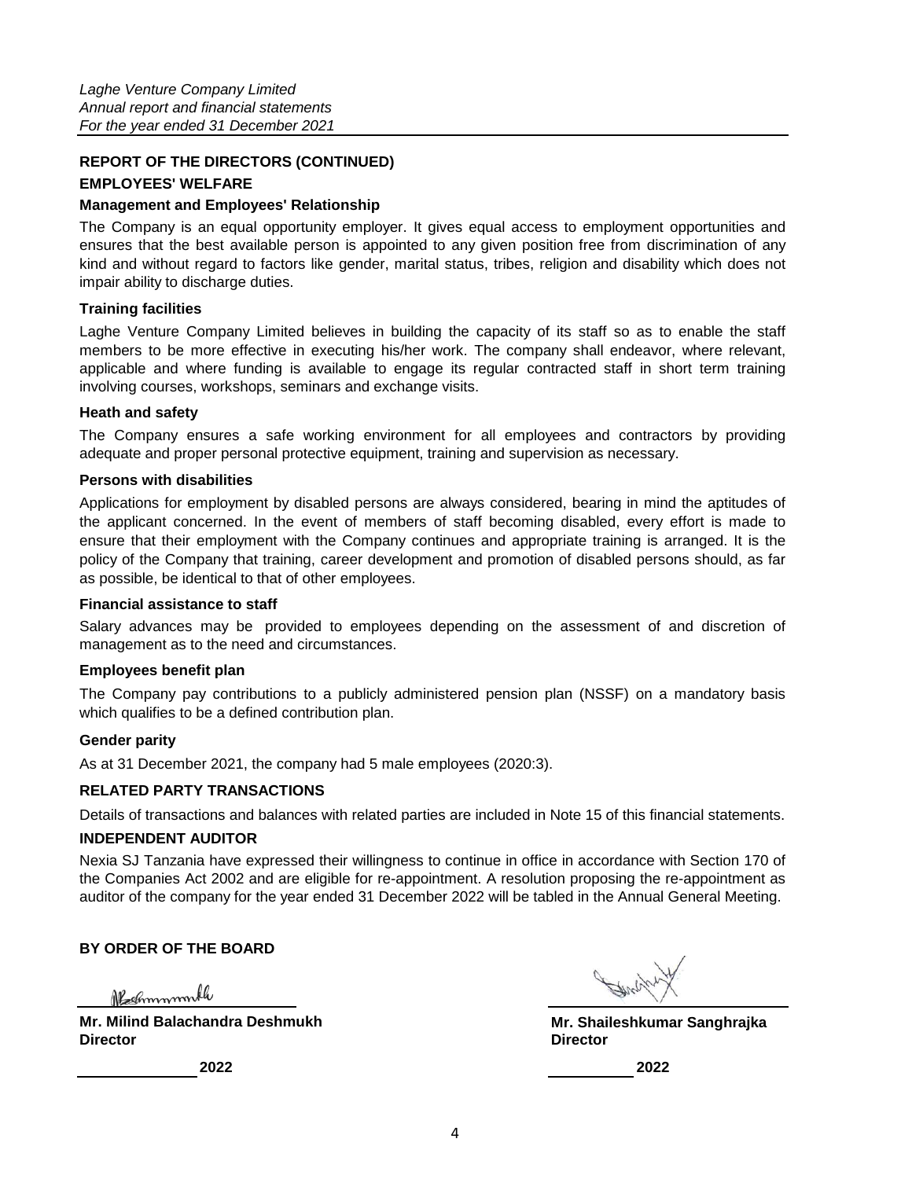## REPORT OF THE DIRECTORS (CONTINUED)

### EMPLOYEES' WELFARE

**Management and Employees' Relationship**

The Company is an equal opportunity employer. It gives equal access to employment opportunities and ensures that the best available person is appointed to any given position free from discrimination of any kind and without regard to factors like gender, marital status, tribes, religion and disability which does not impair ability to discharge duties.

**Training facilities**

Laghe Venture Company Limited believes in building the capacity of its staff so as to enable the staff members to be more effective in executing his/her work. The company shall endeavor, where relevant, applicable and where funding is available to engage its regular contracted staff in short term training involving courses, workshops, seminars and exchange visits.

**Heath and safety**

The Company ensures a safe working environment for all employees and contractors by providing adequate and proper personal protective equipment, training and supervision as necessary.

**Persons with disabilities**

Applications for employment by disabled persons are always considered, bearing in mind the aptitudes of the applicant concerned. In the event of members of staff becoming disabled, every effort is made to ensure that their employment with the Company continues and appropriate training is arranged. It is the policy of the Company that training, career development and promotion of disabled persons should, as far as possible, be identical to that of other employees.

**Financial assistance to staff**

Salary advances may be provided to employees depending on the assessment of and discretion of management as to the need and circumstances.

**Employees benefit plan**

The Company pay contributions to a publicly administered pension plan (NSSF) on a mandatory basis which qualifies to be a defined contribution plan.

**Gender parity**

As at 31 December 2021, the company had 5 male employees (2020:3).

### RELATED PARTY TRANSACTIONS

Details of transactions and balances with related parties are included in Note 15 of this financial statements.

### INDEPENDENT AUDITOR

Nexia SJ Tanzania have expressed their willingness to continue in office in accordance with Section 170 of the Companies Act 2002 and are eligible for re-appointment. A resolution proposing the re-appointment as auditor of the company for the year ended 31 December 2022 will be tabled in the Annual General Meeting.

**BY ORDER OF THE BOARD**

| | |
|---|---|
| **Mr. Milind Balachandra Deshmukh** | **Mr. Shaileshkumar Sanghrajka** |
| **Director** | **Director** |
| ____________ **2022** | ____________ **2022** |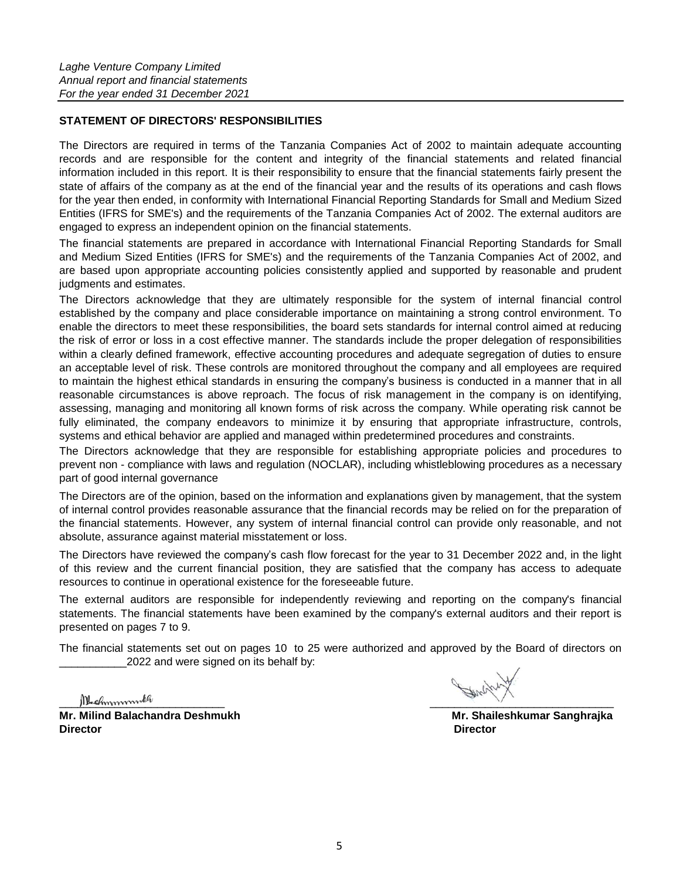## STATEMENT OF DIRECTORS' RESPONSIBILITIES

The Directors are required in terms of the Tanzania Companies Act of 2002 to maintain adequate accounting records and are responsible for the content and integrity of the financial statements and related financial information included in this report. It is their responsibility to ensure that the financial statements fairly present the state of affairs of the company as at the end of the financial year and the results of its operations and cash flows for the year then ended, in conformity with International Financial Reporting Standards for Small and Medium Sized Entities (IFRS for SME's) and the requirements of the Tanzania Companies Act of 2002. The external auditors are engaged to express an independent opinion on the financial statements.

The financial statements are prepared in accordance with International Financial Reporting Standards for Small and Medium Sized Entities (IFRS for SME's) and the requirements of the Tanzania Companies Act of 2002, and are based upon appropriate accounting policies consistently applied and supported by reasonable and prudent judgments and estimates.

The Directors acknowledge that they are ultimately responsible for the system of internal financial control established by the company and place considerable importance on maintaining a strong control environment. To enable the directors to meet these responsibilities, the board sets standards for internal control aimed at reducing the risk of error or loss in a cost effective manner. The standards include the proper delegation of responsibilities within a clearly defined framework, effective accounting procedures and adequate segregation of duties to ensure an acceptable level of risk. These controls are monitored throughout the company and all employees are required to maintain the highest ethical standards in ensuring the company's business is conducted in a manner that in all reasonable circumstances is above reproach. The focus of risk management in the company is on identifying, assessing, managing and monitoring all known forms of risk across the company. While operating risk cannot be fully eliminated, the company endeavors to minimize it by ensuring that appropriate infrastructure, controls, systems and ethical behavior are applied and managed within predetermined procedures and constraints.

The Directors acknowledge that they are responsible for establishing appropriate policies and procedures to prevent non - compliance with laws and regulation (NOCLAR), including whistleblowing procedures as a necessary part of good internal governance

The Directors are of the opinion, based on the information and explanations given by management, that the system of internal control provides reasonable assurance that the financial records may be relied on for the preparation of the financial statements. However, any system of internal financial control can provide only reasonable, and not absolute, assurance against material misstatement or loss.

The Directors have reviewed the company's cash flow forecast for the year to 31 December 2022 and, in the light of this review and the current financial position, they are satisfied that the company has access to adequate resources to continue in operational existence for the foreseeable future.

The external auditors are responsible for independently reviewing and reporting on the company's financial statements. The financial statements have been examined by the company's external auditors and their report is presented on pages 7 to 9.

The financial statements set out on pages 10 to 25 were authorized and approved by the Board of directors on ___________2022 and were signed on its behalf by:

| | |
|---|---|
| **Mr. Milind Balachandra Deshmukh** | **Mr. Shaileshkumar Sanghrajka** |
| **Director** | **Director** |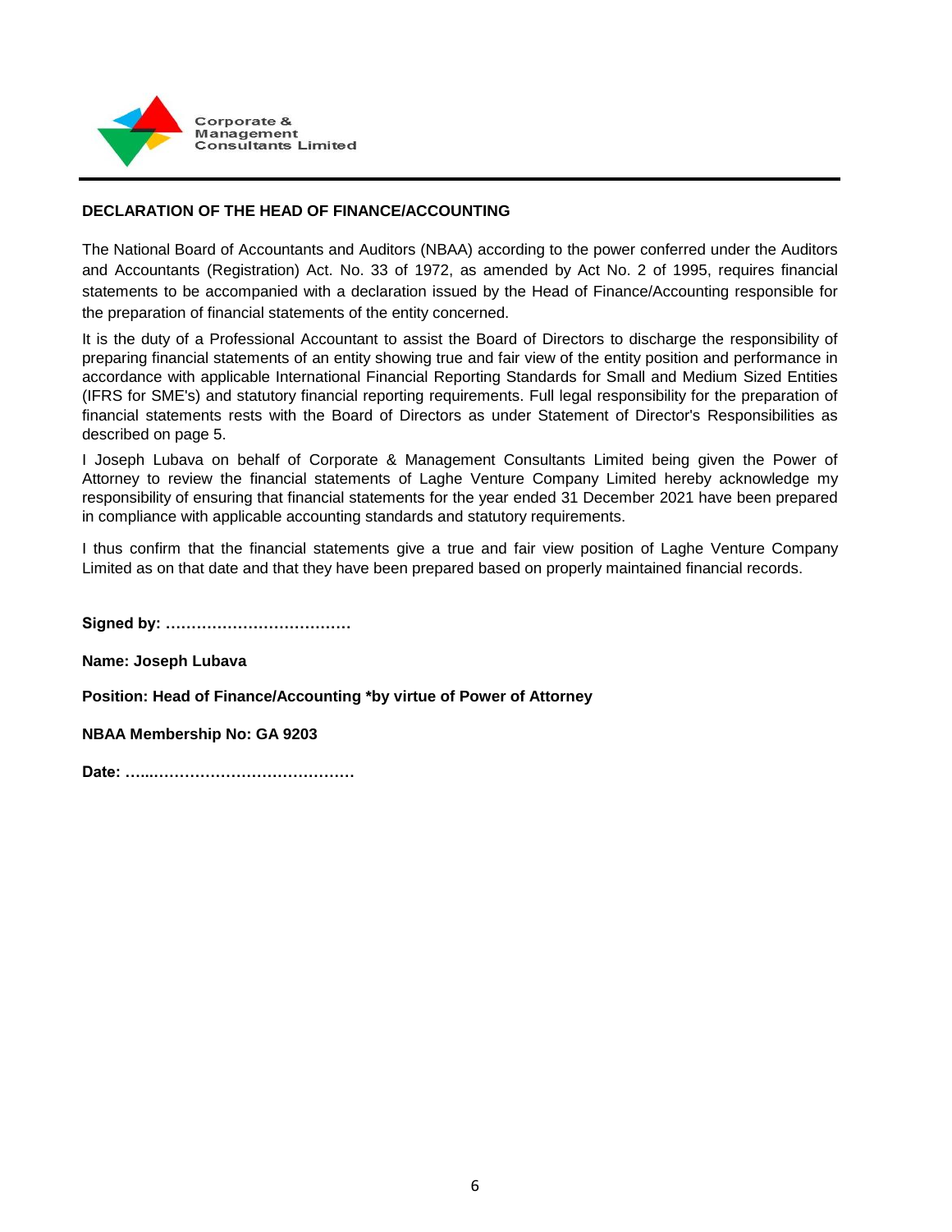Corporate & Management Consultants Limited

## DECLARATION OF THE HEAD OF FINANCE/ACCOUNTING

The National Board of Accountants and Auditors (NBAA) according to the power conferred under the Auditors and Accountants (Registration) Act. No. 33 of 1972, as amended by Act No. 2 of 1995, requires financial statements to be accompanied with a declaration issued by the Head of Finance/Accounting responsible for the preparation of financial statements of the entity concerned.

It is the duty of a Professional Accountant to assist the Board of Directors to discharge the responsibility of preparing financial statements of an entity showing true and fair view of the entity position and performance in accordance with applicable International Financial Reporting Standards for Small and Medium Sized Entities (IFRS for SME's) and statutory financial reporting requirements. Full legal responsibility for the preparation of financial statements rests with the Board of Directors as under Statement of Director's Responsibilities as described on page 5.

I Joseph Lubava on behalf of Corporate & Management Consultants Limited being given the Power of Attorney to review the financial statements of Laghe Venture Company Limited hereby acknowledge my responsibility of ensuring that financial statements for the year ended 31 December 2021 have been prepared in compliance with applicable accounting standards and statutory requirements.

I thus confirm that the financial statements give a true and fair view position of Laghe Venture Company Limited as on that date and that they have been prepared based on properly maintained financial records.

**Signed by: ………………………………**

**Name: Joseph Lubava**

**Position: Head of Finance/Accounting *by virtue of Power of Attorney**

**NBAA Membership No: GA 9203**

**Date: …...…………………………………**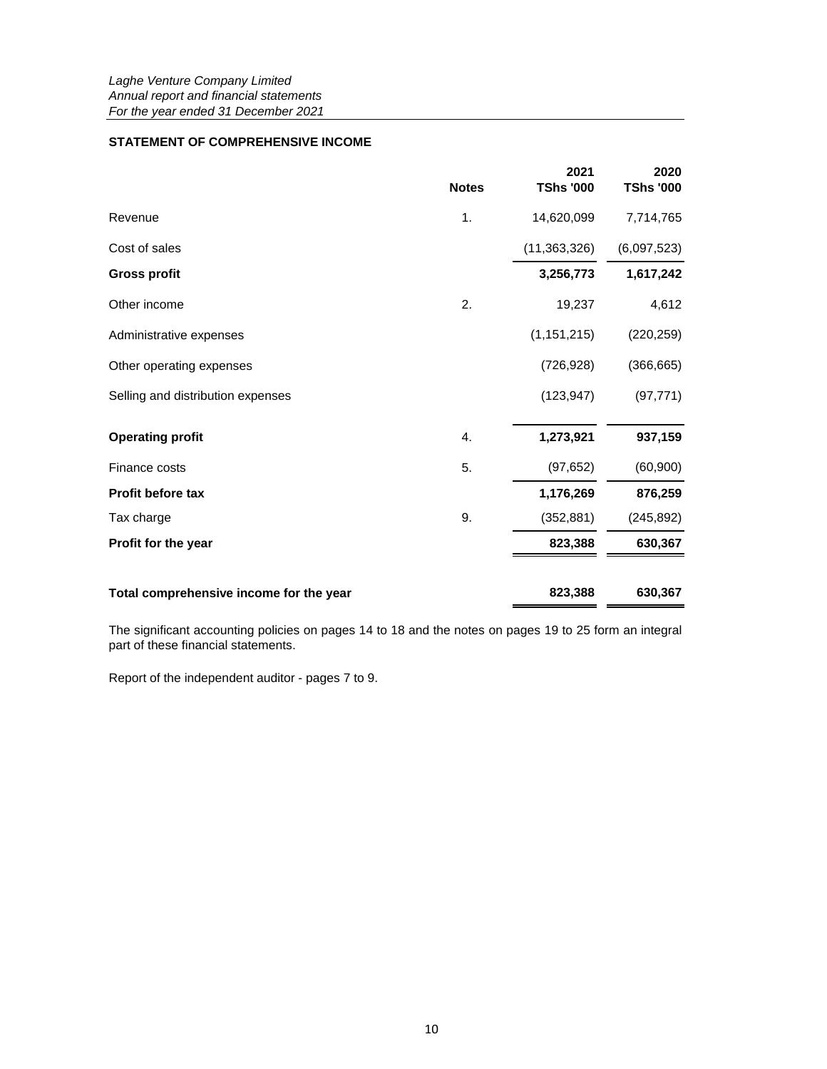*Laghe Venture Company Limited*
*Annual report and financial statements*
*For the year ended 31 December 2021*

## STATEMENT OF COMPREHENSIVE INCOME

| | Notes | 2021 TShs '000 | 2020 TShs '000 |
|---|---|---|---|
| Revenue | 1. | 14,620,099 | 7,714,765 |
| Cost of sales | | (11,363,326) | (6,097,523) |
| **Gross profit** | | **3,256,773** | **1,617,242** |
| Other income | 2. | 19,237 | 4,612 |
| Administrative expenses | | (1,151,215) | (220,259) |
| Other operating expenses | | (726,928) | (366,665) |
| Selling and distribution expenses | | (123,947) | (97,771) |
| **Operating profit** | 4. | **1,273,921** | **937,159** |
| Finance costs | 5. | (97,652) | (60,900) |
| **Profit before tax** | | **1,176,269** | **876,259** |
| Tax charge | 9. | (352,881) | (245,892) |
| **Profit for the year** | | **823,388** | **630,367** |
| **Total comprehensive income for the year** | | **823,388** | **630,367** |

The significant accounting policies on pages 14 to 18 and the notes on pages 19 to 25 form an integral part of these financial statements.

Report of the independent auditor - pages 7 to 9.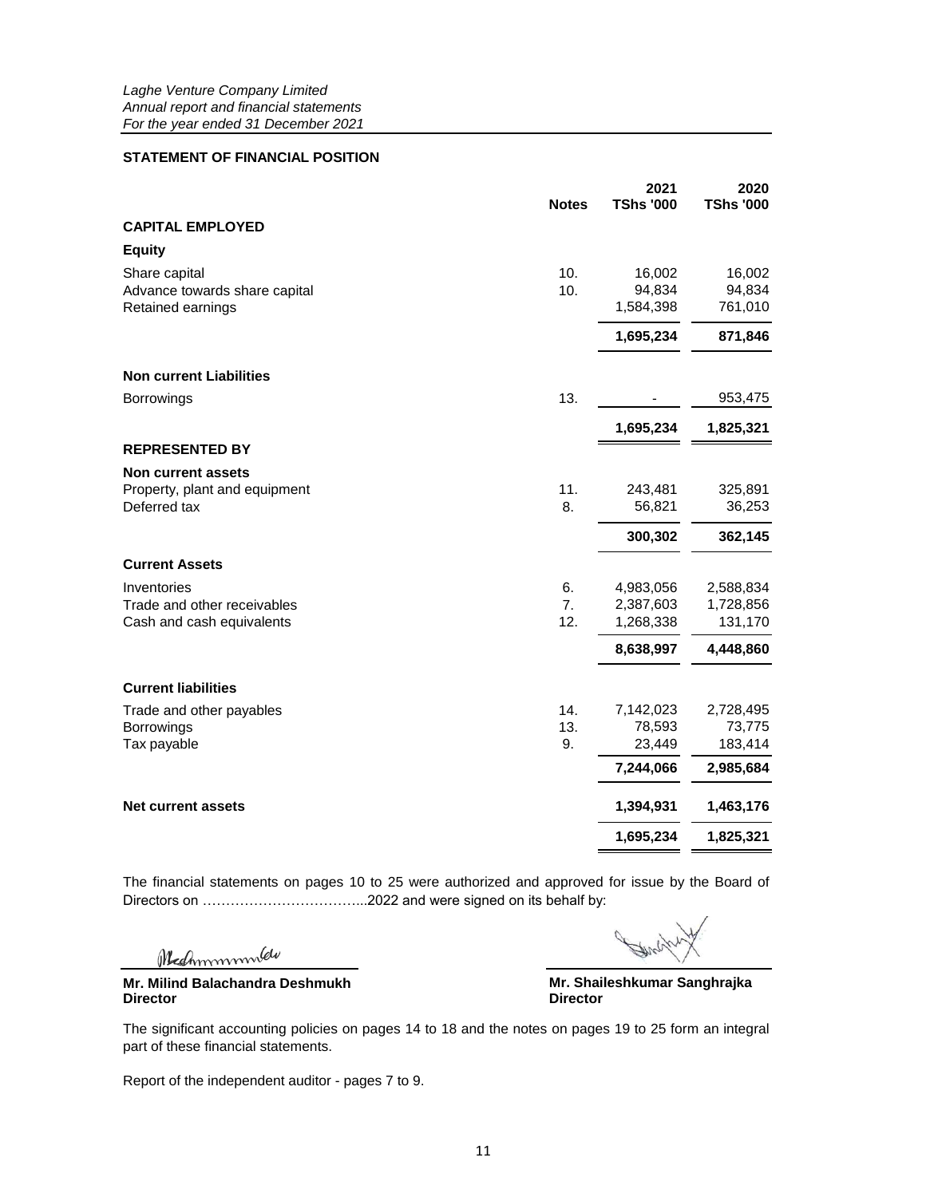*Laghe Venture Company Limited*
*Annual report and financial statements*
*For the year ended 31 December 2021*

## STATEMENT OF FINANCIAL POSITION

| | Notes | 2021 TShs '000 | 2020 TShs '000 |
|---|---|---|---|
| **CAPITAL EMPLOYED** | | | |
| **Equity** | | | |
| Share capital | 10. | 16,002 | 16,002 |
| Advance towards share capital | 10. | 94,834 | 94,834 |
| Retained earnings | | 1,584,398 | 761,010 |
| | | **1,695,234** | **871,846** |
| **Non current Liabilities** | | | |
| Borrowings | 13. | - | 953,475 |
| | | **1,695,234** | **1,825,321** |
| **REPRESENTED BY** | | | |
| **Non current assets** | | | |
| Property, plant and equipment | 11. | 243,481 | 325,891 |
| Deferred tax | 8. | 56,821 | 36,253 |
| | | **300,302** | **362,145** |
| **Current Assets** | | | |
| Inventories | 6. | 4,983,056 | 2,588,834 |
| Trade and other receivables | 7. | 2,387,603 | 1,728,856 |
| Cash and cash equivalents | 12. | 1,268,338 | 131,170 |
| | | **8,638,997** | **4,448,860** |
| **Current liabilities** | | | |
| Trade and other payables | 14. | 7,142,023 | 2,728,495 |
| Borrowings | 13. | 78,593 | 73,775 |
| Tax payable | 9. | 23,449 | 183,414 |
| | | **7,244,066** | **2,985,684** |
| **Net current assets** | | **1,394,931** | **1,463,176** |
| | | **1,695,234** | **1,825,321** |

The financial statements on pages 10 to 25 were authorized and approved for issue by the Board of Directors on ……………………………...2022 and were signed on its behalf by:

**Mr. Milind Balachandra Deshmukh**
**Director**

**Mr. Shaileshkumar Sanghrajka**
**Director**

The significant accounting policies on pages 14 to 18 and the notes on pages 19 to 25 form an integral part of these financial statements.

Report of the independent auditor - pages 7 to 9.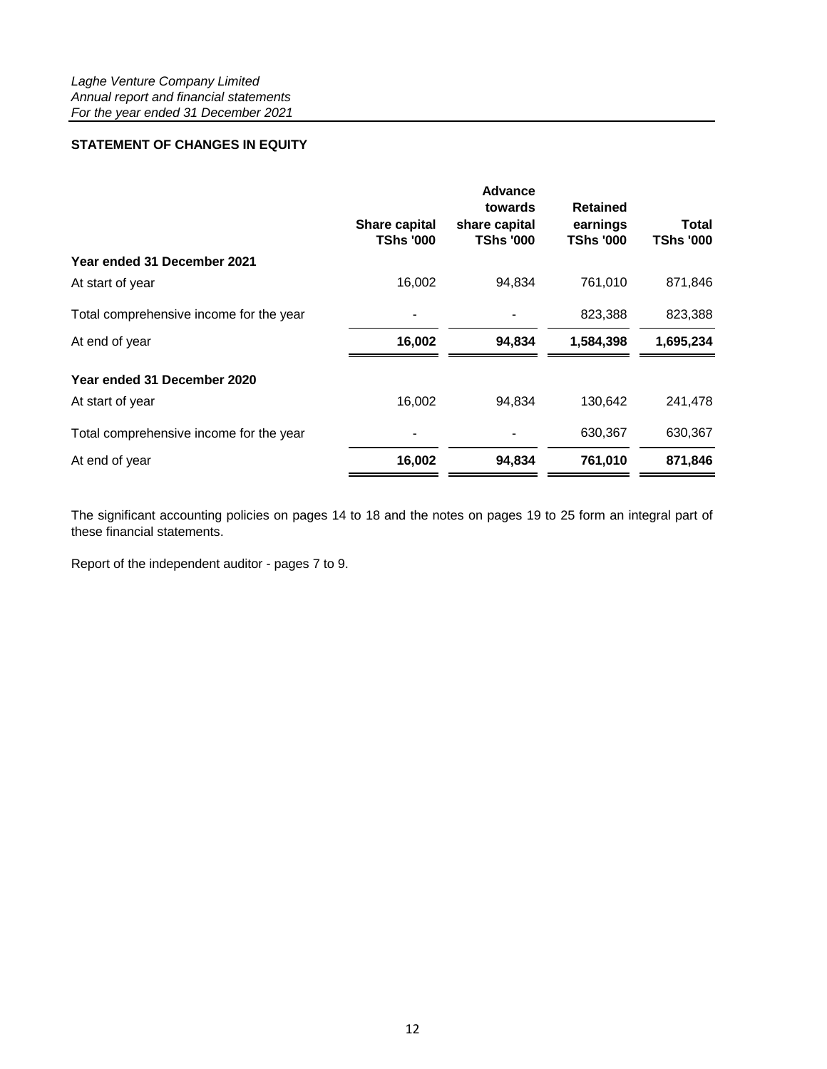*Laghe Venture Company Limited*
*Annual report and financial statements*
*For the year ended 31 December 2021*

**STATEMENT OF CHANGES IN EQUITY**

| | Share capital TShs '000 | Advance towards share capital TShs '000 | Retained earnings TShs '000 | Total TShs '000 |
|---|---|---|---|---|
| **Year ended 31 December 2021** | | | | |
| At start of year | 16,002 | 94,834 | 761,010 | 871,846 |
| Total comprehensive income for the year | - | - | 823,388 | 823,388 |
| At end of year | **16,002** | **94,834** | **1,584,398** | **1,695,234** |
| **Year ended 31 December 2020** | | | | |
| At start of year | 16,002 | 94,834 | 130,642 | 241,478 |
| Total comprehensive income for the year | - | - | 630,367 | 630,367 |
| At end of year | **16,002** | **94,834** | **761,010** | **871,846** |

The significant accounting policies on pages 14 to 18 and the notes on pages 19 to 25 form an integral part of these financial statements.

Report of the independent auditor - pages 7 to 9.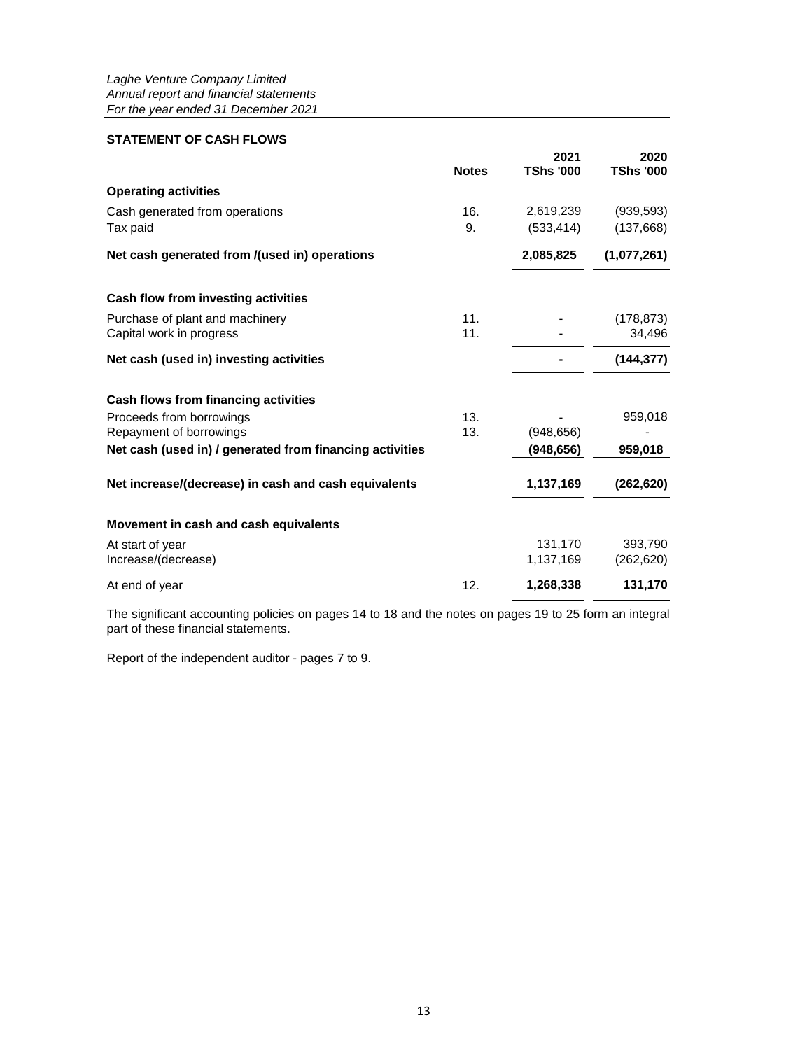*Laghe Venture Company Limited*
*Annual report and financial statements*
*For the year ended 31 December 2021*

## STATEMENT OF CASH FLOWS

| | Notes | 2021 TShs '000 | 2020 TShs '000 |
|---|---|---|---|
| **Operating activities** | | | |
| Cash generated from operations | 16. | 2,619,239 | (939,593) |
| Tax paid | 9. | (533,414) | (137,668) |
| **Net cash generated from /(used in) operations** | | **2,085,825** | **(1,077,261)** |
| | | | |
| **Cash flow from investing activities** | | | |
| Purchase of plant and machinery | 11. | - | (178,873) |
| Capital work in progress | 11. | - | 34,496 |
| **Net cash (used in) investing activities** | | **-** | **(144,377)** |
| | | | |
| **Cash flows from financing activities** | | | |
| Proceeds from borrowings | 13. | - | 959,018 |
| Repayment of borrowings | 13. | (948,656) | - |
| **Net cash (used in) / generated from financing activities** | | **(948,656)** | **959,018** |
| | | | |
| **Net increase/(decrease) in cash and cash equivalents** | | **1,137,169** | **(262,620)** |
| | | | |
| **Movement in cash and cash equivalents** | | | |
| At start of year | | 131,170 | 393,790 |
| Increase/(decrease) | | 1,137,169 | (262,620) |
| At end of year | 12. | **1,268,338** | **131,170** |

The significant accounting policies on pages 14 to 18 and the notes on pages 19 to 25 form an integral part of these financial statements.

Report of the independent auditor - pages 7 to 9.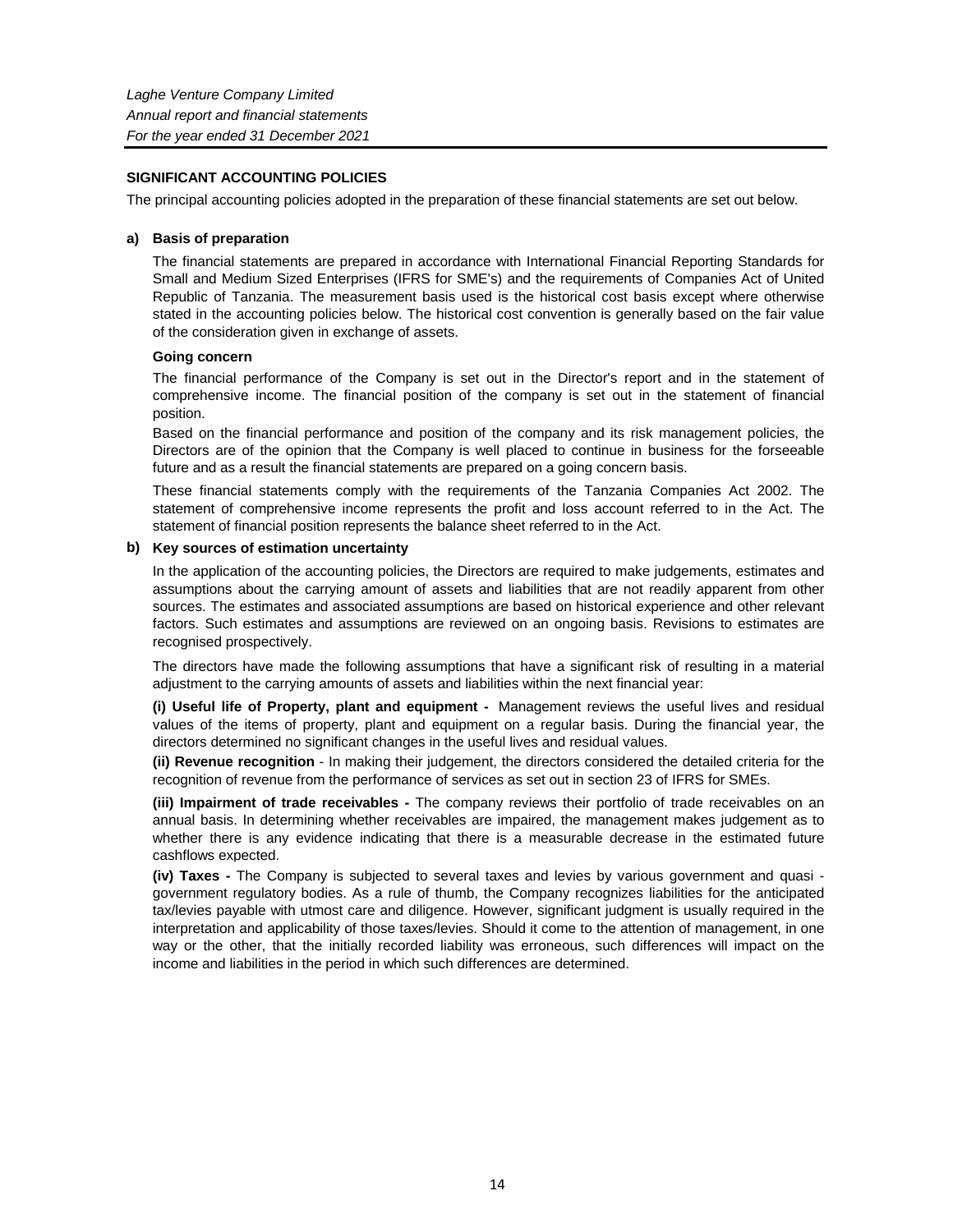## SIGNIFICANT ACCOUNTING POLICIES

The principal accounting policies adopted in the preparation of these financial statements are set out below.

### a) Basis of preparation

The financial statements are prepared in accordance with International Financial Reporting Standards for Small and Medium Sized Enterprises (IFRS for SME's) and the requirements of Companies Act of United Republic of Tanzania. The measurement basis used is the historical cost basis except where otherwise stated in the accounting policies below. The historical cost convention is generally based on the fair value of the consideration given in exchange of assets.

**Going concern**

The financial performance of the Company is set out in the Director's report and in the statement of comprehensive income. The financial position of the company is set out in the statement of financial position.

Based on the financial performance and position of the company and its risk management policies, the Directors are of the opinion that the Company is well placed to continue in business for the forseeable future and as a result the financial statements are prepared on a going concern basis.

These financial statements comply with the requirements of the Tanzania Companies Act 2002. The statement of comprehensive income represents the profit and loss account referred to in the Act. The statement of financial position represents the balance sheet referred to in the Act.

### b) Key sources of estimation uncertainty

In the application of the accounting policies, the Directors are required to make judgements, estimates and assumptions about the carrying amount of assets and liabilities that are not readily apparent from other sources. The estimates and associated assumptions are based on historical experience and other relevant factors. Such estimates and assumptions are reviewed on an ongoing basis. Revisions to estimates are recognised prospectively.

The directors have made the following assumptions that have a significant risk of resulting in a material adjustment to the carrying amounts of assets and liabilities within the next financial year:

**(i) Useful life of Property, plant and equipment -** Management reviews the useful lives and residual values of the items of property, plant and equipment on a regular basis. During the financial year, the directors determined no significant changes in the useful lives and residual values.

**(ii) Revenue recognition** - In making their judgement, the directors considered the detailed criteria for the recognition of revenue from the performance of services as set out in section 23 of IFRS for SMEs.

**(iii) Impairment of trade receivables -** The company reviews their portfolio of trade receivables on an annual basis. In determining whether receivables are impaired, the management makes judgement as to whether there is any evidence indicating that there is a measurable decrease in the estimated future cashflows expected.

**(iv) Taxes -** The Company is subjected to several taxes and levies by various government and quasi - government regulatory bodies. As a rule of thumb, the Company recognizes liabilities for the anticipated tax/levies payable with utmost care and diligence. However, significant judgment is usually required in the interpretation and applicability of those taxes/levies. Should it come to the attention of management, in one way or the other, that the initially recorded liability was erroneous, such differences will impact on the income and liabilities in the period in which such differences are determined.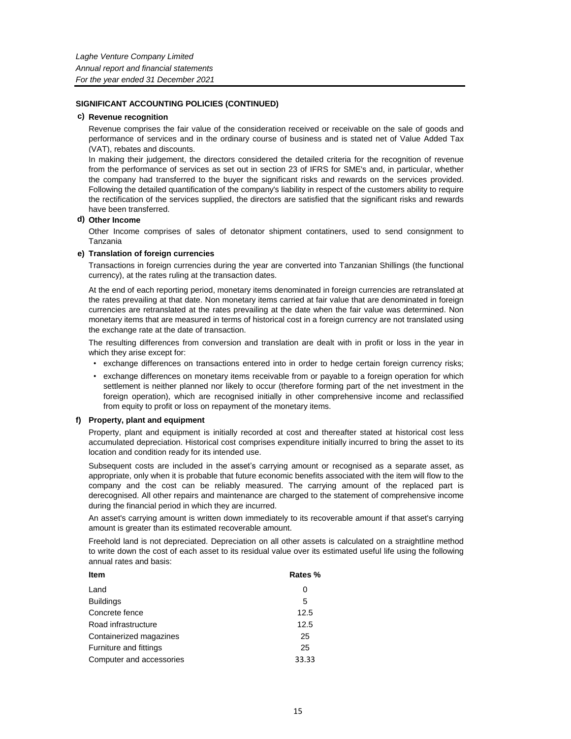## SIGNIFICANT ACCOUNTING POLICIES (CONTINUED)

### c) Revenue recognition

Revenue comprises the fair value of the consideration received or receivable on the sale of goods and performance of services and in the ordinary course of business and is stated net of Value Added Tax (VAT), rebates and discounts.

In making their judgement, the directors considered the detailed criteria for the recognition of revenue from the performance of services as set out in section 23 of IFRS for SME's and, in particular, whether the company had transferred to the buyer the significant risks and rewards on the services provided. Following the detailed quantification of the company's liability in respect of the customers ability to require the rectification of the services supplied, the directors are satisfied that the significant risks and rewards have been transferred.

### d) Other Income

Other Income comprises of sales of detonator shipment contatiners, used to send consignment to Tanzania

### e) Translation of foreign currencies

Transactions in foreign currencies during the year are converted into Tanzanian Shillings (the functional currency), at the rates ruling at the transaction dates.

At the end of each reporting period, monetary items denominated in foreign currencies are retranslated at the rates prevailing at that date. Non monetary items carried at fair value that are denominated in foreign currencies are retranslated at the rates prevailing at the date when the fair value was determined. Non monetary items that are measured in terms of historical cost in a foreign currency are not translated using the exchange rate at the date of transaction.

The resulting differences from conversion and translation are dealt with in profit or loss in the year in which they arise except for:

- exchange differences on transactions entered into in order to hedge certain foreign currency risks;
- exchange differences on monetary items receivable from or payable to a foreign operation for which settlement is neither planned nor likely to occur (therefore forming part of the net investment in the foreign operation), which are recognised initially in other comprehensive income and reclassified from equity to profit or loss on repayment of the monetary items.

### f) Property, plant and equipment

Property, plant and equipment is initially recorded at cost and thereafter stated at historical cost less accumulated depreciation. Historical cost comprises expenditure initially incurred to bring the asset to its location and condition ready for its intended use.

Subsequent costs are included in the asset's carrying amount or recognised as a separate asset, as appropriate, only when it is probable that future economic benefits associated with the item will flow to the company and the cost can be reliably measured. The carrying amount of the replaced part is derecognised. All other repairs and maintenance are charged to the statement of comprehensive income during the financial period in which they are incurred.

An asset's carrying amount is written down immediately to its recoverable amount if that asset's carrying amount is greater than its estimated recoverable amount.

Freehold land is not depreciated. Depreciation on all other assets is calculated on a straightline method to write down the cost of each asset to its residual value over its estimated useful life using the following annual rates and basis:

| Item | Rates % |
|---|---|
| Land | 0 |
| Buildings | 5 |
| Concrete fence | 12.5 |
| Road infrastructure | 12.5 |
| Containerized magazines | 25 |
| Furniture and fittings | 25 |
| Computer and accessories | 33.33 |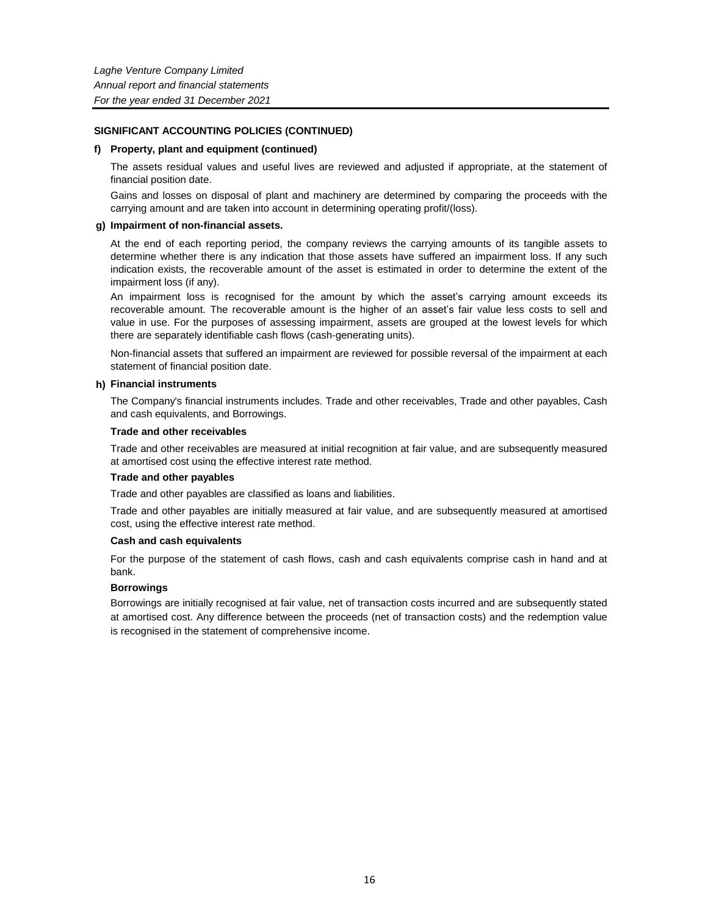## SIGNIFICANT ACCOUNTING POLICIES (CONTINUED)

### f) Property, plant and equipment (continued)

The assets residual values and useful lives are reviewed and adjusted if appropriate, at the statement of financial position date.

Gains and losses on disposal of plant and machinery are determined by comparing the proceeds with the carrying amount and are taken into account in determining operating profit/(loss).

### g) Impairment of non-financial assets.

At the end of each reporting period, the company reviews the carrying amounts of its tangible assets to determine whether there is any indication that those assets have suffered an impairment loss. If any such indication exists, the recoverable amount of the asset is estimated in order to determine the extent of the impairment loss (if any).

An impairment loss is recognised for the amount by which the asset's carrying amount exceeds its recoverable amount. The recoverable amount is the higher of an asset's fair value less costs to sell and value in use. For the purposes of assessing impairment, assets are grouped at the lowest levels for which there are separately identifiable cash flows (cash-generating units).

Non-financial assets that suffered an impairment are reviewed for possible reversal of the impairment at each statement of financial position date.

### h) Financial instruments

The Company's financial instruments includes. Trade and other receivables, Trade and other payables, Cash and cash equivalents, and Borrowings.

**Trade and other receivables**

Trade and other receivables are measured at initial recognition at fair value, and are subsequently measured at amortised cost using the effective interest rate method.

**Trade and other payables**

Trade and other payables are classified as loans and liabilities.

Trade and other payables are initially measured at fair value, and are subsequently measured at amortised cost, using the effective interest rate method.

**Cash and cash equivalents**

For the purpose of the statement of cash flows, cash and cash equivalents comprise cash in hand and at bank.

**Borrowings**

Borrowings are initially recognised at fair value, net of transaction costs incurred and are subsequently stated at amortised cost. Any difference between the proceeds (net of transaction costs) and the redemption value is recognised in the statement of comprehensive income.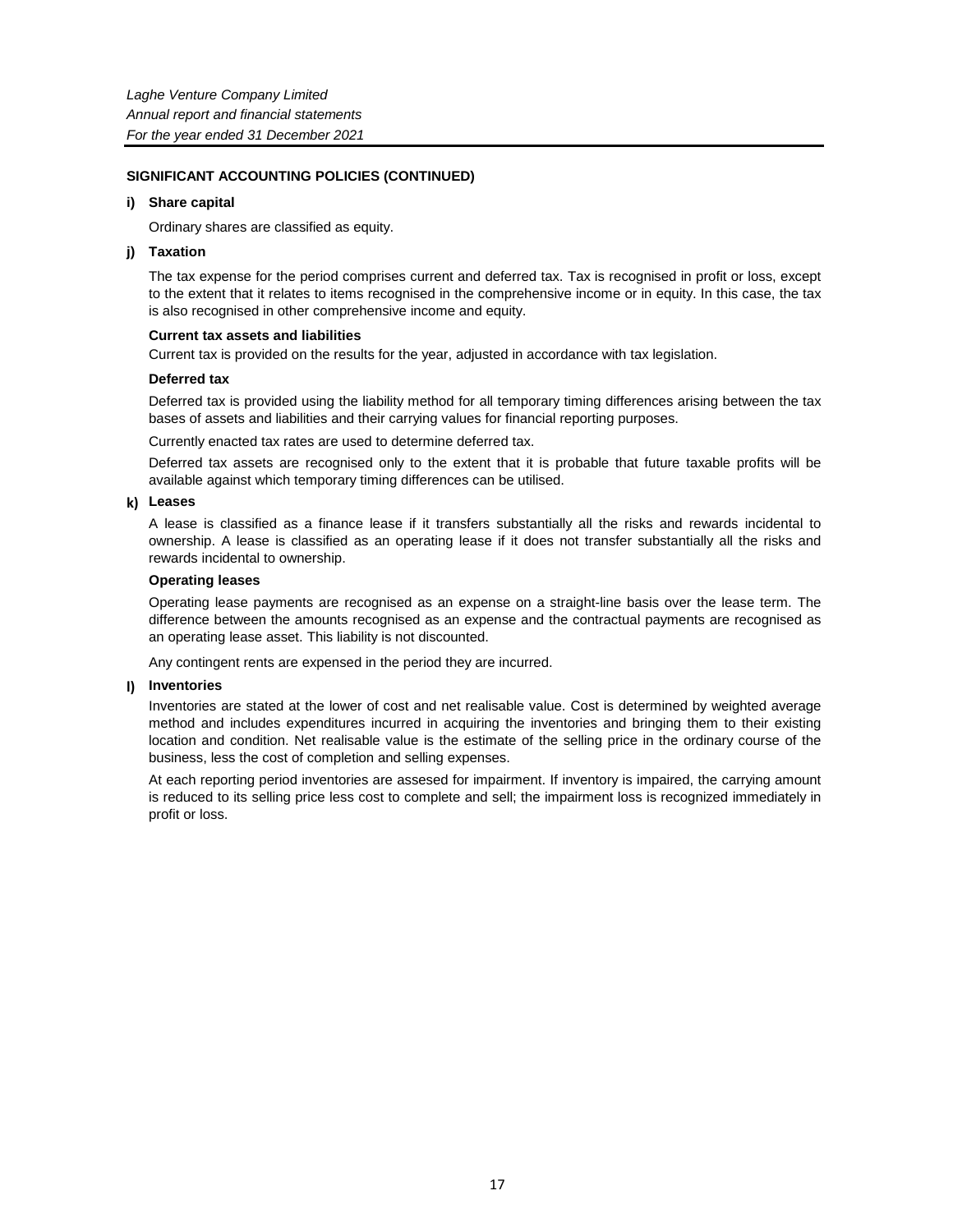## SIGNIFICANT ACCOUNTING POLICIES (CONTINUED)

### i) Share capital

Ordinary shares are classified as equity.

### j) Taxation

The tax expense for the period comprises current and deferred tax. Tax is recognised in profit or loss, except to the extent that it relates to items recognised in the comprehensive income or in equity. In this case, the tax is also recognised in other comprehensive income and equity.

**Current tax assets and liabilities**

Current tax is provided on the results for the year, adjusted in accordance with tax legislation.

**Deferred tax**

Deferred tax is provided using the liability method for all temporary timing differences arising between the tax bases of assets and liabilities and their carrying values for financial reporting purposes.

Currently enacted tax rates are used to determine deferred tax.

Deferred tax assets are recognised only to the extent that it is probable that future taxable profits will be available against which temporary timing differences can be utilised.

### k) Leases

A lease is classified as a finance lease if it transfers substantially all the risks and rewards incidental to ownership. A lease is classified as an operating lease if it does not transfer substantially all the risks and rewards incidental to ownership.

**Operating leases**

Operating lease payments are recognised as an expense on a straight-line basis over the lease term. The difference between the amounts recognised as an expense and the contractual payments are recognised as an operating lease asset. This liability is not discounted.

Any contingent rents are expensed in the period they are incurred.

### l) Inventories

Inventories are stated at the lower of cost and net realisable value. Cost is determined by weighted average method and includes expenditures incurred in acquiring the inventories and bringing them to their existing location and condition. Net realisable value is the estimate of the selling price in the ordinary course of the business, less the cost of completion and selling expenses.

At each reporting period inventories are assesed for impairment. If inventory is impaired, the carrying amount is reduced to its selling price less cost to complete and sell; the impairment loss is recognized immediately in profit or loss.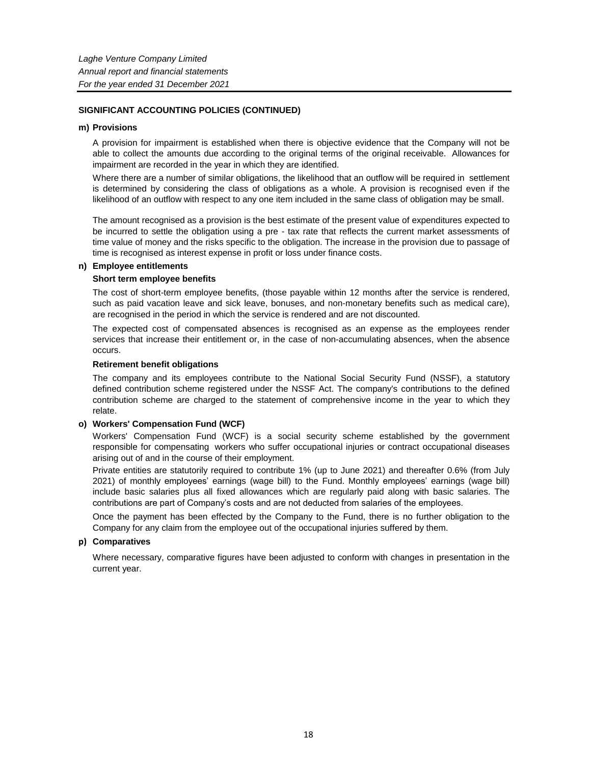## SIGNIFICANT ACCOUNTING POLICIES (CONTINUED)

### m) Provisions

A provision for impairment is established when there is objective evidence that the Company will not be able to collect the amounts due according to the original terms of the original receivable. Allowances for impairment are recorded in the year in which they are identified.

Where there are a number of similar obligations, the likelihood that an outflow will be required in settlement is determined by considering the class of obligations as a whole. A provision is recognised even if the likelihood of an outflow with respect to any one item included in the same class of obligation may be small.

The amount recognised as a provision is the best estimate of the present value of expenditures expected to be incurred to settle the obligation using a pre - tax rate that reflects the current market assessments of time value of money and the risks specific to the obligation. The increase in the provision due to passage of time is recognised as interest expense in profit or loss under finance costs.

### n) Employee entitlements

**Short term employee benefits**

The cost of short-term employee benefits, (those payable within 12 months after the service is rendered, such as paid vacation leave and sick leave, bonuses, and non-monetary benefits such as medical care), are recognised in the period in which the service is rendered and are not discounted.

The expected cost of compensated absences is recognised as an expense as the employees render services that increase their entitlement or, in the case of non-accumulating absences, when the absence occurs.

**Retirement benefit obligations**

The company and its employees contribute to the National Social Security Fund (NSSF), a statutory defined contribution scheme registered under the NSSF Act. The company's contributions to the defined contribution scheme are charged to the statement of comprehensive income in the year to which they relate.

### o) Workers' Compensation Fund (WCF)

Workers' Compensation Fund (WCF) is a social security scheme established by the government responsible for compensating workers who suffer occupational injuries or contract occupational diseases arising out of and in the course of their employment.

Private entities are statutorily required to contribute 1% (up to June 2021) and thereafter 0.6% (from July 2021) of monthly employees' earnings (wage bill) to the Fund. Monthly employees' earnings (wage bill) include basic salaries plus all fixed allowances which are regularly paid along with basic salaries. The contributions are part of Company's costs and are not deducted from salaries of the employees.

Once the payment has been effected by the Company to the Fund, there is no further obligation to the Company for any claim from the employee out of the occupational injuries suffered by them.

### p) Comparatives

Where necessary, comparative figures have been adjusted to conform with changes in presentation in the current year.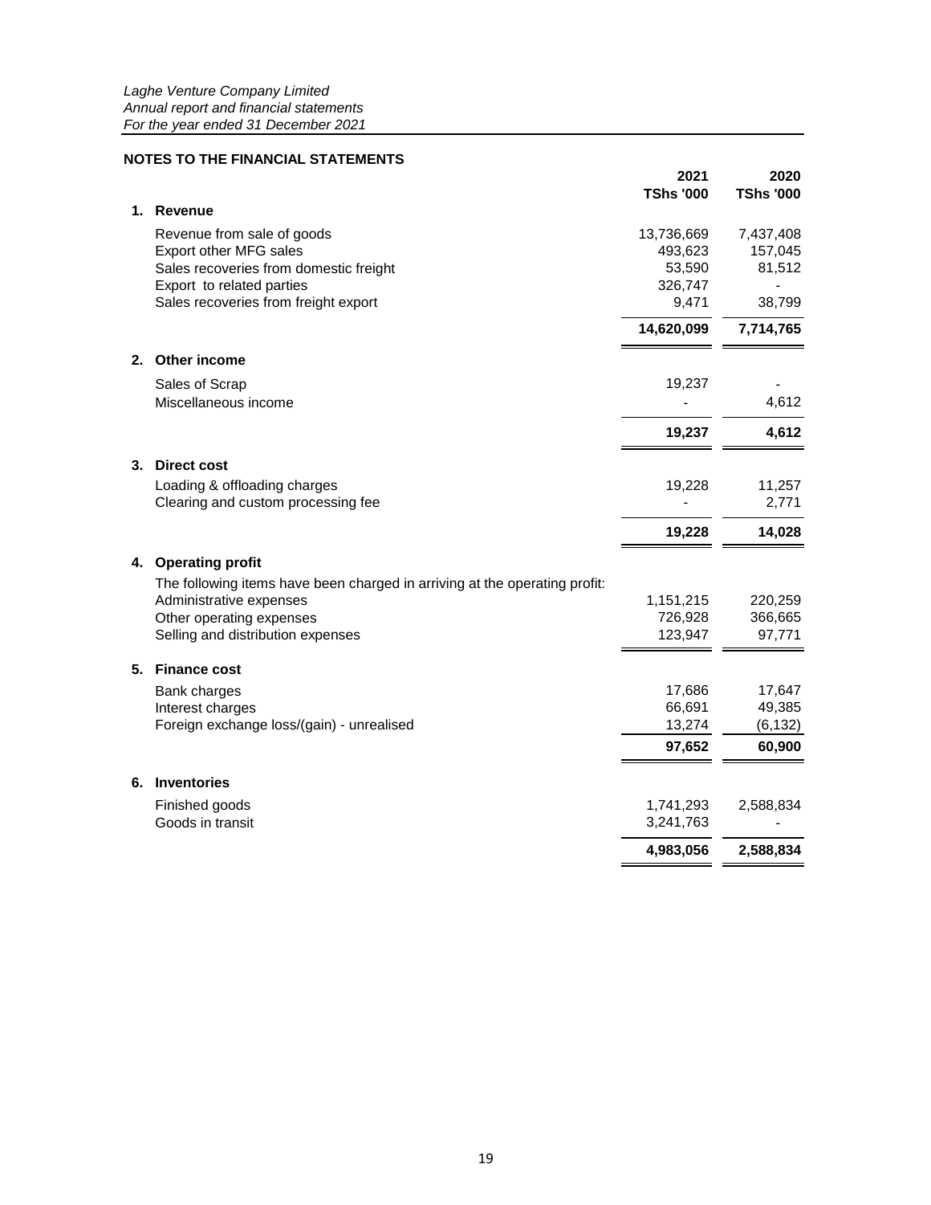*Laghe Venture Company Limited*
*Annual report and financial statements*
*For the year ended 31 December 2021*

**NOTES TO THE FINANCIAL STATEMENTS**

| | | 2021 TShs '000 | 2020 TShs '000 |
|---|---|---|---|
| **1.** | **Revenue** | | |
| | Revenue from sale of goods | 13,736,669 | 7,437,408 |
| | Export other MFG sales | 493,623 | 157,045 |
| | Sales recoveries from domestic freight | 53,590 | 81,512 |
| | Export to related parties | 326,747 | - |
| | Sales recoveries from freight export | 9,471 | 38,799 |
| | | **14,620,099** | **7,714,765** |
| **2.** | **Other income** | | |
| | Sales of Scrap | 19,237 | - |
| | Miscellaneous income | - | 4,612 |
| | | **19,237** | **4,612** |
| **3.** | **Direct cost** | | |
| | Loading & offloading charges | 19,228 | 11,257 |
| | Clearing and custom processing fee | - | 2,771 |
| | | **19,228** | **14,028** |
| **4.** | **Operating profit** | | |
| | The following items have been charged in arriving at the operating profit: | | |
| | Administrative expenses | 1,151,215 | 220,259 |
| | Other operating expenses | 726,928 | 366,665 |
| | Selling and distribution expenses | 123,947 | 97,771 |
| **5.** | **Finance cost** | | |
| | Bank charges | 17,686 | 17,647 |
| | Interest charges | 66,691 | 49,385 |
| | Foreign exchange loss/(gain) - unrealised | 13,274 | (6,132) |
| | | **97,652** | **60,900** |
| **6.** | **Inventories** | | |
| | Finished goods | 1,741,293 | 2,588,834 |
| | Goods in transit | 3,241,763 | - |
| | | **4,983,056** | **2,588,834** |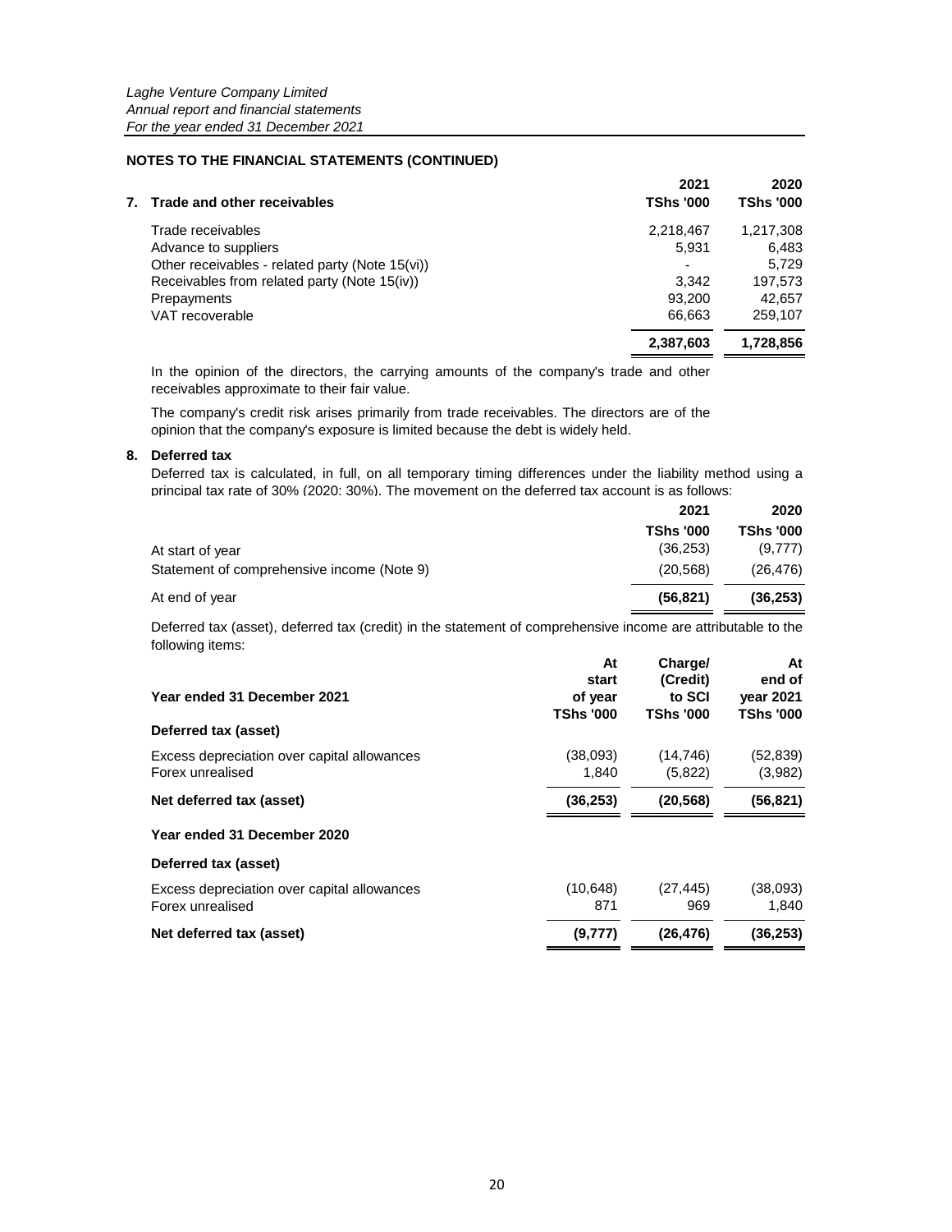## NOTES TO THE FINANCIAL STATEMENTS (CONTINUED)

### 7. Trade and other receivables

| | 2021 TShs '000 | 2020 TShs '000 |
|---|---|---|
| Trade receivables | 2,218,467 | 1,217,308 |
| Advance to suppliers | 5,931 | 6,483 |
| Other receivables - related party (Note 15(vi)) | - | 5,729 |
| Receivables from related party (Note 15(iv)) | 3,342 | 197,573 |
| Prepayments | 93,200 | 42,657 |
| VAT recoverable | 66,663 | 259,107 |
| | **2,387,603** | **1,728,856** |

In the opinion of the directors, the carrying amounts of the company's trade and other receivables approximate to their fair value.

The company's credit risk arises primarily from trade receivables. The directors are of the opinion that the company's exposure is limited because the debt is widely held.

### 8. Deferred tax

Deferred tax is calculated, in full, on all temporary timing differences under the liability method using a principal tax rate of 30% (2020: 30%). The movement on the deferred tax account is as follows:

| | 2021 TShs '000 | 2020 TShs '000 |
|---|---|---|
| At start of year | (36,253) | (9,777) |
| Statement of comprehensive income (Note 9) | (20,568) | (26,476) |
| At end of year | **(56,821)** | **(36,253)** |

Deferred tax (asset), deferred tax (credit) in the statement of comprehensive income are attributable to the following items:

| Year ended 31 December 2021 | At start of year TShs '000 | Charge/ (Credit) to SCI TShs '000 | At end of year 2021 TShs '000 |
|---|---|---|---|
| **Deferred tax (asset)** | | | |
| Excess depreciation over capital allowances | (38,093) | (14,746) | (52,839) |
| Forex unrealised | 1,840 | (5,822) | (3,982) |
| **Net deferred tax (asset)** | **(36,253)** | **(20,568)** | **(56,821)** |
| **Year ended 31 December 2020** | | | |
| **Deferred tax (asset)** | | | |
| Excess depreciation over capital allowances | (10,648) | (27,445) | (38,093) |
| Forex unrealised | 871 | 969 | 1,840 |
| **Net deferred tax (asset)** | **(9,777)** | **(26,476)** | **(36,253)** |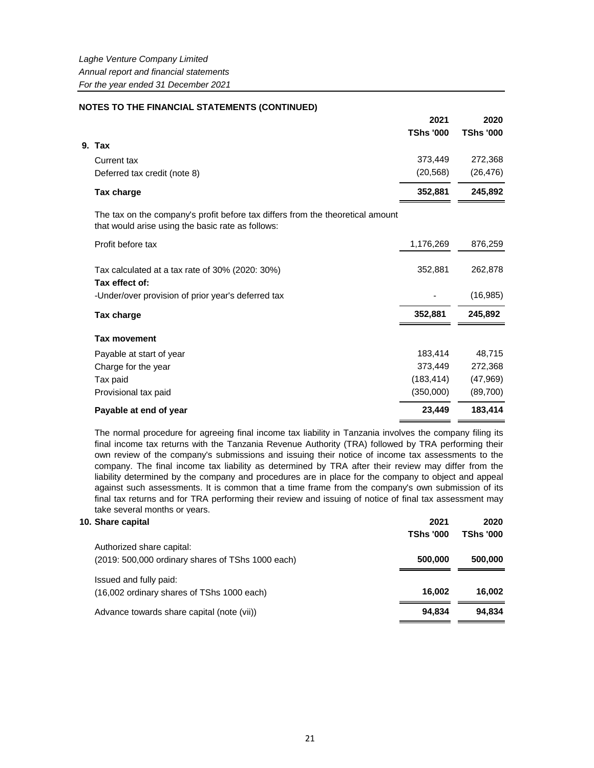*Laghe Venture Company Limited*
*Annual report and financial statements*
*For the year ended 31 December 2021*

**NOTES TO THE FINANCIAL STATEMENTS (CONTINUED)**

| | 2021 | 2020 |
|---|---|---|
| | **TShs '000** | **TShs '000** |
| **9. Tax** | | |
| Current tax | 373,449 | 272,368 |
| Deferred tax credit (note 8) | (20,568) | (26,476) |
| **Tax charge** | **352,881** | **245,892** |

The tax on the company's profit before tax differs from the theoretical amount that would arise using the basic rate as follows:

| | 2021 | 2020 |
|---|---|---|
| Profit before tax | 1,176,269 | 876,259 |
| Tax calculated at a tax rate of 30% (2020: 30%) | 352,881 | 262,878 |
| **Tax effect of:** | | |
| -Under/over provision of prior year's deferred tax | - | (16,985) |
| **Tax charge** | **352,881** | **245,892** |
| **Tax movement** | | |
| Payable at start of year | 183,414 | 48,715 |
| Charge for the year | 373,449 | 272,368 |
| Tax paid | (183,414) | (47,969) |
| Provisional tax paid | (350,000) | (89,700) |
| **Payable at end of year** | **23,449** | **183,414** |

The normal procedure for agreeing final income tax liability in Tanzania involves the company filing its final income tax returns with the Tanzania Revenue Authority (TRA) followed by TRA performing their own review of the company's submissions and issuing their notice of income tax assessments to the company. The final income tax liability as determined by TRA after their review may differ from the liability determined by the company and procedures are in place for the company to object and appeal against such assessments. It is common that a time frame from the company's own submission of its final tax returns and for TRA performing their review and issuing of notice of final tax assessment may take several months or years.

| **10. Share capital** | 2021 | 2020 |
|---|---|---|
| | **TShs '000** | **TShs '000** |
| Authorized share capital: | | |
| (2019: 500,000 ordinary shares of TShs 1000 each) | **500,000** | **500,000** |
| Issued and fully paid: | | |
| (16,002 ordinary shares of TShs 1000 each) | **16,002** | **16,002** |
| Advance towards share capital (note (vii)) | **94,834** | **94,834** |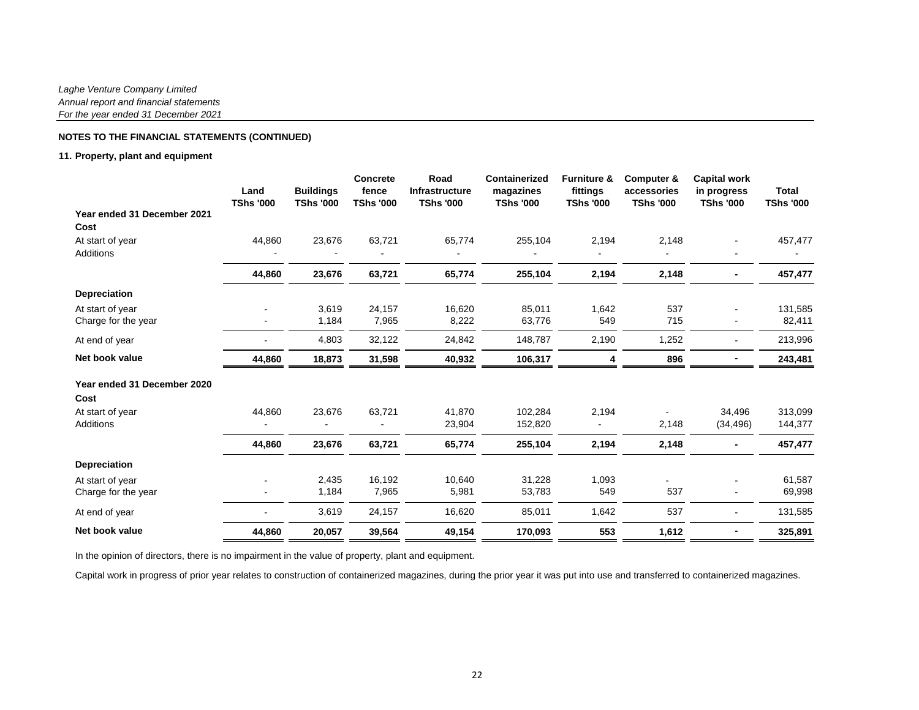## NOTES TO THE FINANCIAL STATEMENTS (CONTINUED)

### 11. Property, plant and equipment

| | Land TShs '000 | Buildings TShs '000 | Concrete fence TShs '000 | Road Infrastructure TShs '000 | Containerized magazines TShs '000 | Furniture & fittings TShs '000 | Computer & accessories TShs '000 | Capital work in progress TShs '000 | Total TShs '000 |
|---|---|---|---|---|---|---|---|---|---|
| **Year ended 31 December 2021** | | | | | | | | | |
| **Cost** | | | | | | | | | |
| At start of year | 44,860 | 23,676 | 63,721 | 65,774 | 255,104 | 2,194 | 2,148 | - | 457,477 |
| Additions | - | - | - | - | - | - | - | - | - |
| | **44,860** | **23,676** | **63,721** | **65,774** | **255,104** | **2,194** | **2,148** | **-** | **457,477** |
| **Depreciation** | | | | | | | | | |
| At start of year | - | 3,619 | 24,157 | 16,620 | 85,011 | 1,642 | 537 | - | 131,585 |
| Charge for the year | - | 1,184 | 7,965 | 8,222 | 63,776 | 549 | 715 | - | 82,411 |
| At end of year | - | 4,803 | 32,122 | 24,842 | 148,787 | 2,190 | 1,252 | - | 213,996 |
| **Net book value** | **44,860** | **18,873** | **31,598** | **40,932** | **106,317** | **4** | **896** | **-** | **243,481** |
| **Year ended 31 December 2020** | | | | | | | | | |
| **Cost** | | | | | | | | | |
| At start of year | 44,860 | 23,676 | 63,721 | 41,870 | 102,284 | 2,194 | - | 34,496 | 313,099 |
| Additions | - | - | - | 23,904 | 152,820 | - | 2,148 | (34,496) | 144,377 |
| | **44,860** | **23,676** | **63,721** | **65,774** | **255,104** | **2,194** | **2,148** | **-** | **457,477** |
| **Depreciation** | | | | | | | | | |
| At start of year | - | 2,435 | 16,192 | 10,640 | 31,228 | 1,093 | - | - | 61,587 |
| Charge for the year | - | 1,184 | 7,965 | 5,981 | 53,783 | 549 | 537 | - | 69,998 |
| At end of year | - | 3,619 | 24,157 | 16,620 | 85,011 | 1,642 | 537 | - | 131,585 |
| **Net book value** | **44,860** | **20,057** | **39,564** | **49,154** | **170,093** | **553** | **1,612** | **-** | **325,891** |

In the opinion of directors, there is no impairment in the value of property, plant and equipment.

Capital work in progress of prior year relates to construction of containerized magazines, during the prior year it was put into use and transferred to containerized magazines.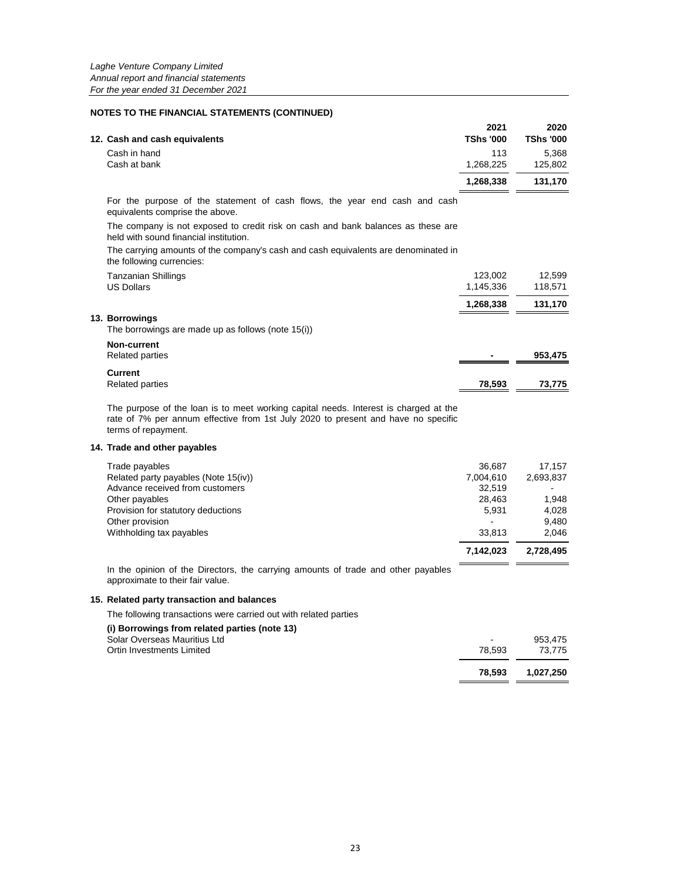*Laghe Venture Company Limited*
*Annual report and financial statements*
*For the year ended 31 December 2021*

## NOTES TO THE FINANCIAL STATEMENTS (CONTINUED)

### 12. Cash and cash equivalents

| | 2021 TShs '000 | 2020 TShs '000 |
|---|---|---|
| Cash in hand | 113 | 5,368 |
| Cash at bank | 1,268,225 | 125,802 |
| | **1,268,338** | **131,170** |

For the purpose of the statement of cash flows, the year end cash and cash equivalents comprise the above.

The company is not exposed to credit risk on cash and bank balances as these are held with sound financial institution.

The carrying amounts of the company's cash and cash equivalents are denominated in the following currencies:

| | 2021 TShs '000 | 2020 TShs '000 |
|---|---|---|
| Tanzanian Shillings | 123,002 | 12,599 |
| US Dollars | 1,145,336 | 118,571 |
| | **1,268,338** | **131,170** |

### 13. Borrowings

The borrowings are made up as follows (note 15(i))

| | 2021 TShs '000 | 2020 TShs '000 |
|---|---|---|
| **Non-current** | | |
| Related parties | **-** | **953,475** |
| **Current** | | |
| Related parties | **78,593** | **73,775** |

The purpose of the loan is to meet working capital needs. Interest is charged at the rate of 7% per annum effective from 1st July 2020 to present and have no specific terms of repayment.

### 14. Trade and other payables

| | 2021 TShs '000 | 2020 TShs '000 |
|---|---|---|
| Trade payables | 36,687 | 17,157 |
| Related party payables (Note 15(iv)) | 7,004,610 | 2,693,837 |
| Advance received from customers | 32,519 | - |
| Other payables | 28,463 | 1,948 |
| Provision for statutory deductions | 5,931 | 4,028 |
| Other provision | - | 9,480 |
| Withholding tax payables | 33,813 | 2,046 |
| | **7,142,023** | **2,728,495** |

In the opinion of the Directors, the carrying amounts of trade and other payables approximate to their fair value.

### 15. Related party transaction and balances

The following transactions were carried out with related parties

| | 2021 TShs '000 | 2020 TShs '000 |
|---|---|---|
| **(i) Borrowings from related parties (note 13)** | | |
| Solar Overseas Mauritius Ltd | - | 953,475 |
| Ortin Investments Limited | 78,593 | 73,775 |
| | **78,593** | **1,027,250** |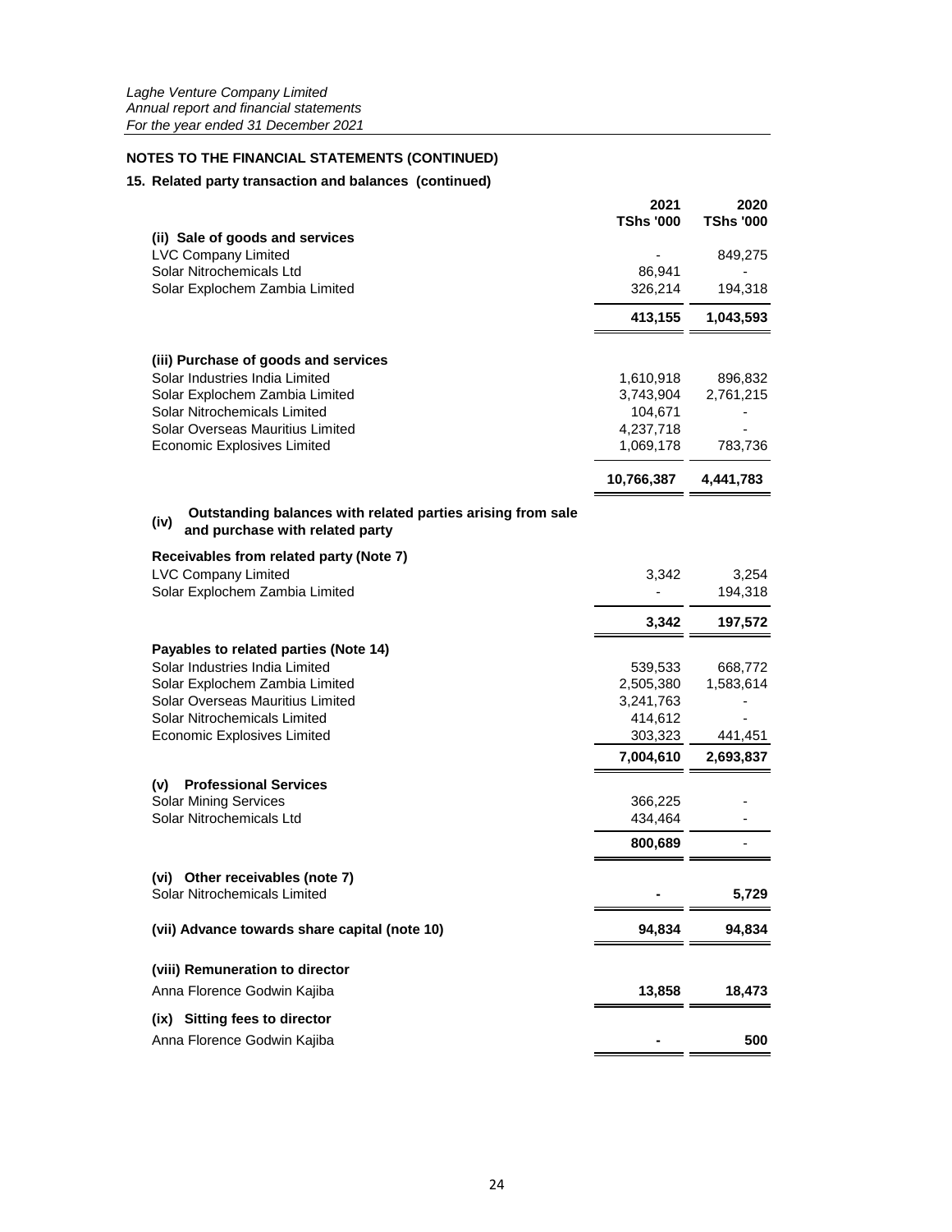## NOTES TO THE FINANCIAL STATEMENTS (CONTINUED)

### 15. Related party transaction and balances (continued)

| | 2021 TShs '000 | 2020 TShs '000 |
|---|---|---|
| **(ii) Sale of goods and services** | | |
| LVC Company Limited | - | 849,275 |
| Solar Nitrochemicals Ltd | 86,941 | - |
| Solar Explochem Zambia Limited | 326,214 | 194,318 |
| | **413,155** | **1,043,593** |
| **(iii) Purchase of goods and services** | | |
| Solar Industries India Limited | 1,610,918 | 896,832 |
| Solar Explochem Zambia Limited | 3,743,904 | 2,761,215 |
| Solar Nitrochemicals Limited | 104,671 | - |
| Solar Overseas Mauritius Limited | 4,237,718 | - |
| Economic Explosives Limited | 1,069,178 | 783,736 |
| | **10,766,387** | **4,441,783** |
| **(iv) Outstanding balances with related parties arising from sale and purchase with related party** | | |
| **Receivables from related party (Note 7)** | | |
| LVC Company Limited | 3,342 | 3,254 |
| Solar Explochem Zambia Limited | - | 194,318 |
| | **3,342** | **197,572** |
| **Payables to related parties (Note 14)** | | |
| Solar Industries India Limited | 539,533 | 668,772 |
| Solar Explochem Zambia Limited | 2,505,380 | 1,583,614 |
| Solar Overseas Mauritius Limited | 3,241,763 | - |
| Solar Nitrochemicals Limited | 414,612 | - |
| Economic Explosives Limited | 303,323 | 441,451 |
| | **7,004,610** | **2,693,837** |
| **(v) Professional Services** | | |
| Solar Mining Services | 366,225 | - |
| Solar Nitrochemicals Ltd | 434,464 | - |
| | **800,689** | - |
| **(vi) Other receivables (note 7)** | | |
| Solar Nitrochemicals Limited | **-** | **5,729** |
| **(vii) Advance towards share capital (note 10)** | **94,834** | **94,834** |
| **(viii) Remuneration to director** | | |
| Anna Florence Godwin Kajiba | **13,858** | **18,473** |
| **(ix) Sitting fees to director** | | |
| Anna Florence Godwin Kajiba | **-** | **500** |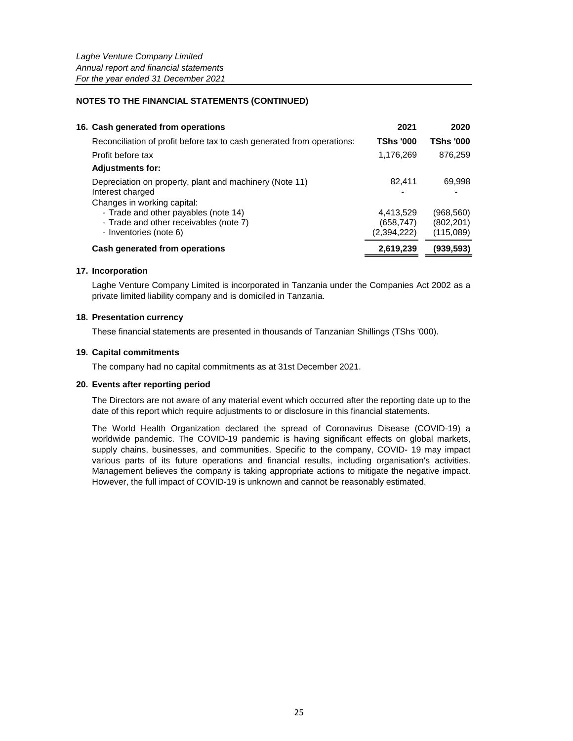## NOTES TO THE FINANCIAL STATEMENTS (CONTINUED)

### 16. Cash generated from operations

| | 2021 | 2020 |
|---|---|---|
| Reconciliation of profit before tax to cash generated from operations: | **TShs '000** | **TShs '000** |
| Profit before tax | 1,176,269 | 876,259 |
| **Adjustments for:** | | |
| Depreciation on property, plant and machinery (Note 11) | 82,411 | 69,998 |
| Interest charged | - | - |
| Changes in working capital: | | |
| - Trade and other payables (note 14) | 4,413,529 | (968,560) |
| - Trade and other receivables (note 7) | (658,747) | (802,201) |
| - Inventories (note 6) | (2,394,222) | (115,089) |
| **Cash generated from operations** | **2,619,239** | **(939,593)** |

### 17. Incorporation

Laghe Venture Company Limited is incorporated in Tanzania under the Companies Act 2002 as a private limited liability company and is domiciled in Tanzania.

### 18. Presentation currency

These financial statements are presented in thousands of Tanzanian Shillings (TShs '000).

### 19. Capital commitments

The company had no capital commitments as at 31st December 2021.

### 20. Events after reporting period

The Directors are not aware of any material event which occurred after the reporting date up to the date of this report which require adjustments to or disclosure in this financial statements.

The World Health Organization declared the spread of Coronavirus Disease (COVID-19) a worldwide pandemic. The COVID-19 pandemic is having significant effects on global markets, supply chains, businesses, and communities. Specific to the company, COVID- 19 may impact various parts of its future operations and financial results, including organisation's activities. Management believes the company is taking appropriate actions to mitigate the negative impact. However, the full impact of COVID-19 is unknown and cannot be reasonably estimated.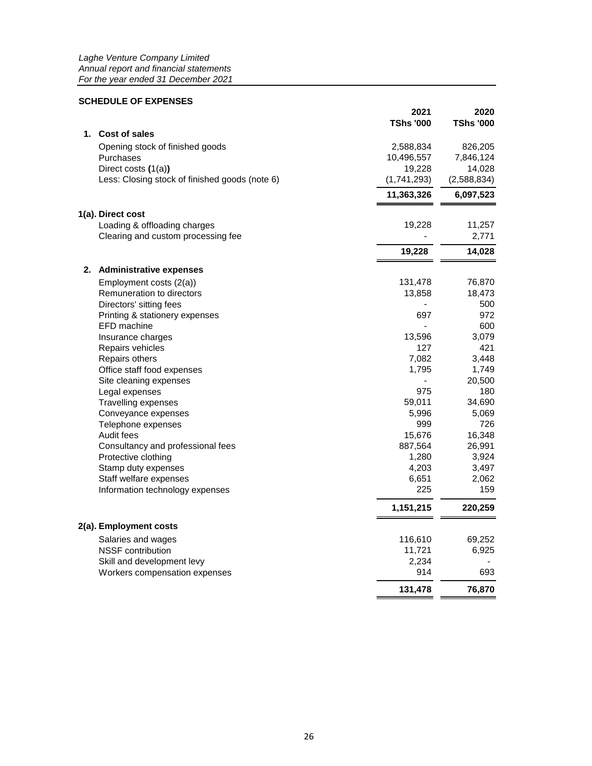*Laghe Venture Company Limited*
*Annual report and financial statements*
*For the year ended 31 December 2021*

## SCHEDULE OF EXPENSES

| | 2021 TShs '000 | 2020 TShs '000 |
|---|---|---|
| **1. Cost of sales** | | |
| Opening stock of finished goods | 2,588,834 | 826,205 |
| Purchases | 10,496,557 | 7,846,124 |
| Direct costs **(**1(a)**)** | 19,228 | 14,028 |
| Less: Closing stock of finished goods (note 6) | (1,741,293) | (2,588,834) |
| | **11,363,326** | **6,097,523** |
| **1(a). Direct cost** | | |
| Loading & offloading charges | 19,228 | 11,257 |
| Clearing and custom processing fee | - | 2,771 |
| | **19,228** | **14,028** |
| **2. Administrative expenses** | | |
| Employment costs (2(a)) | 131,478 | 76,870 |
| Remuneration to directors | 13,858 | 18,473 |
| Directors' sitting fees | - | 500 |
| Printing & stationery expenses | 697 | 972 |
| EFD machine | - | 600 |
| Insurance charges | 13,596 | 3,079 |
| Repairs vehicles | 127 | 421 |
| Repairs others | 7,082 | 3,448 |
| Office staff food expenses | 1,795 | 1,749 |
| Site cleaning expenses | - | 20,500 |
| Legal expenses | 975 | 180 |
| Travelling expenses | 59,011 | 34,690 |
| Conveyance expenses | 5,996 | 5,069 |
| Telephone expenses | 999 | 726 |
| Audit fees | 15,676 | 16,348 |
| Consultancy and professional fees | 887,564 | 26,991 |
| Protective clothing | 1,280 | 3,924 |
| Stamp duty expenses | 4,203 | 3,497 |
| Staff welfare expenses | 6,651 | 2,062 |
| Information technology expenses | 225 | 159 |
| | **1,151,215** | **220,259** |
| **2(a). Employment costs** | | |
| Salaries and wages | 116,610 | 69,252 |
| NSSF contribution | 11,721 | 6,925 |
| Skill and development levy | 2,234 | - |
| Workers compensation expenses | 914 | 693 |
| | **131,478** | **76,870** |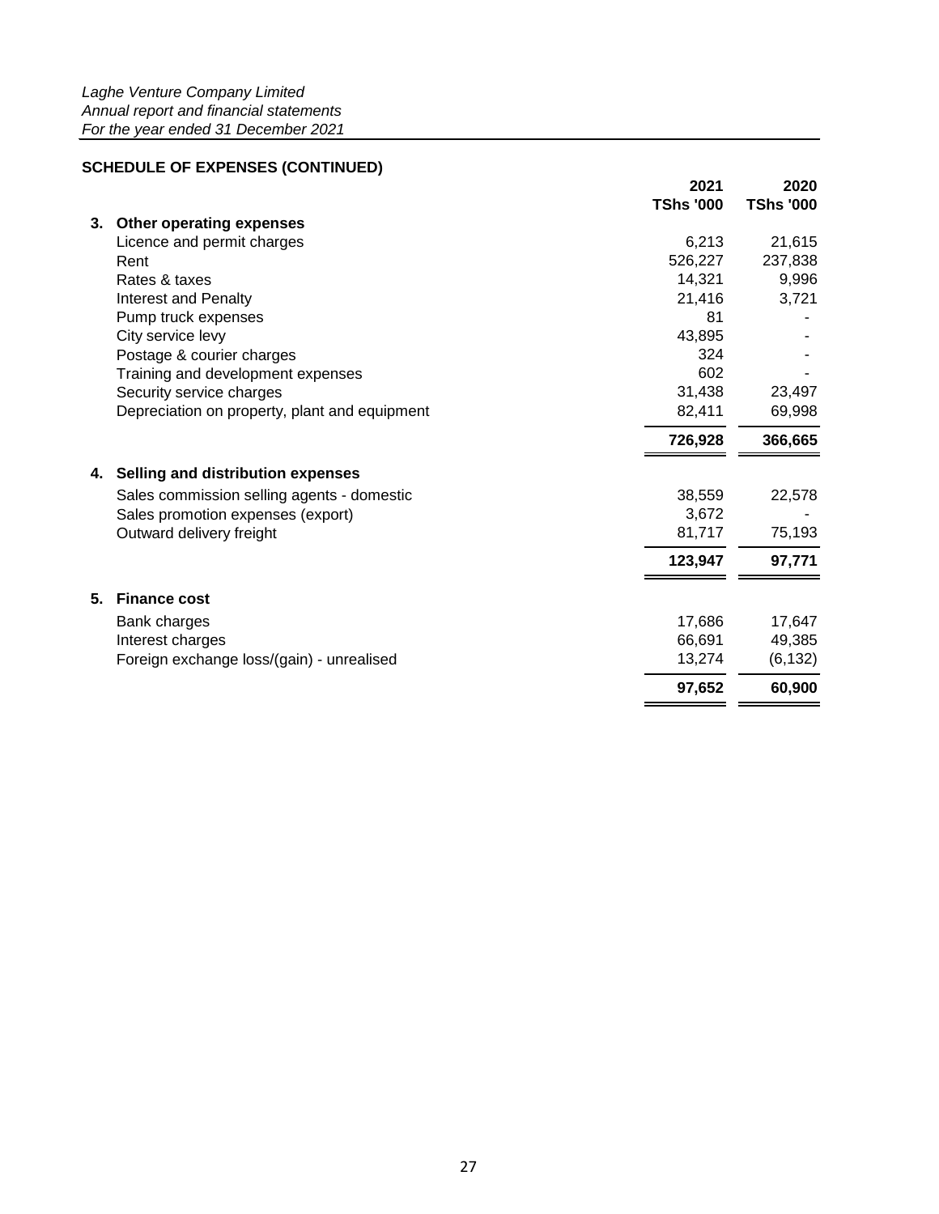*Laghe Venture Company Limited*
*Annual report and financial statements*
*For the year ended 31 December 2021*

## SCHEDULE OF EXPENSES (CONTINUED)

| | | 2021 TShs '000 | 2020 TShs '000 |
|---|---|---|---|
| **3.** | **Other operating expenses** | | |
| | Licence and permit charges | 6,213 | 21,615 |
| | Rent | 526,227 | 237,838 |
| | Rates & taxes | 14,321 | 9,996 |
| | Interest and Penalty | 21,416 | 3,721 |
| | Pump truck expenses | 81 | - |
| | City service levy | 43,895 | - |
| | Postage & courier charges | 324 | - |
| | Training and development expenses | 602 | - |
| | Security service charges | 31,438 | 23,497 |
| | Depreciation on property, plant and equipment | 82,411 | 69,998 |
| | | **726,928** | **366,665** |
| **4.** | **Selling and distribution expenses** | | |
| | Sales commission selling agents - domestic | 38,559 | 22,578 |
| | Sales promotion expenses (export) | 3,672 | - |
| | Outward delivery freight | 81,717 | 75,193 |
| | | **123,947** | **97,771** |
| **5.** | **Finance cost** | | |
| | Bank charges | 17,686 | 17,647 |
| | Interest charges | 66,691 | 49,385 |
| | Foreign exchange loss/(gain) - unrealised | 13,274 | (6,132) |
| | | **97,652** | **60,900** |